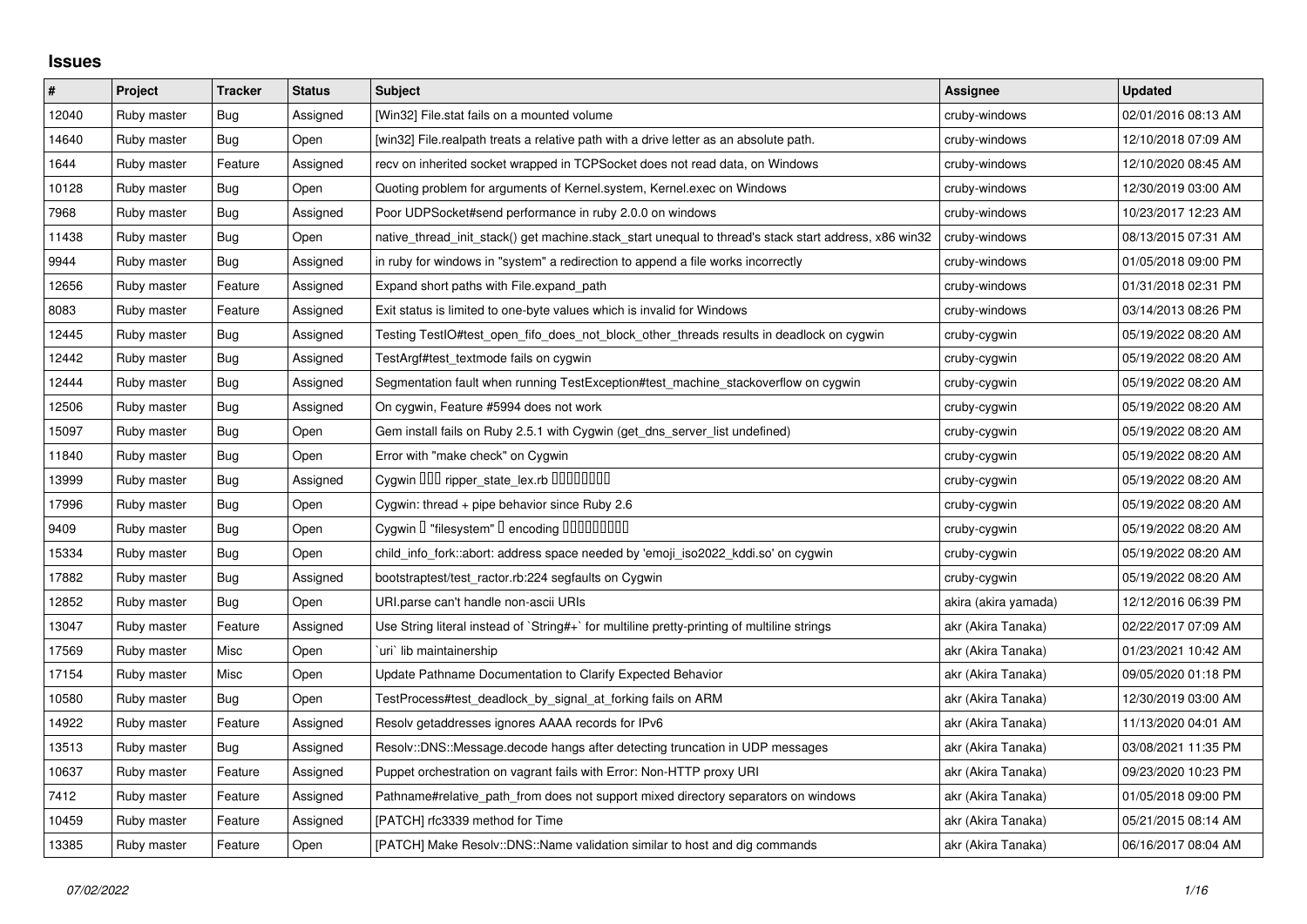## Issues

| # | Project | Tracker | Status | Subject | Assignee | Updated |
|---|---|---|---|---|---|---|
| 12040 | Ruby master | Bug | Assigned | [Win32] File.stat fails on a mounted volume | cruby-windows | 02/01/2016 08:13 AM |
| 14640 | Ruby master | Bug | Open | [win32] File.realpath treats a relative path with a drive letter as an absolute path. | cruby-windows | 12/10/2018 07:09 AM |
| 1644 | Ruby master | Feature | Assigned | recv on inherited socket wrapped in TCPSocket does not read data, on Windows | cruby-windows | 12/10/2020 08:45 AM |
| 10128 | Ruby master | Bug | Open | Quoting problem for arguments of Kernel.system, Kernel.exec on Windows | cruby-windows | 12/30/2019 03:00 AM |
| 7968 | Ruby master | Bug | Assigned | Poor UDPSocket#send performance in ruby 2.0.0 on windows | cruby-windows | 10/23/2017 12:23 AM |
| 11438 | Ruby master | Bug | Open | native_thread_init_stack() get machine.stack_start unequal to thread's stack start address, x86 win32 | cruby-windows | 08/13/2015 07:31 AM |
| 9944 | Ruby master | Bug | Assigned | in ruby for windows in "system" a redirection to append a file works incorrectly | cruby-windows | 01/05/2018 09:00 PM |
| 12656 | Ruby master | Feature | Assigned | Expand short paths with File.expand_path | cruby-windows | 01/31/2018 02:31 PM |
| 8083 | Ruby master | Feature | Assigned | Exit status is limited to one-byte values which is invalid for Windows | cruby-windows | 03/14/2013 08:26 PM |
| 12445 | Ruby master | Bug | Assigned | Testing TestIO#test_open_fifo_does_not_block_other_threads results in deadlock on cygwin | cruby-cygwin | 05/19/2022 08:20 AM |
| 12442 | Ruby master | Bug | Assigned | TestArgf#test_textmode fails on cygwin | cruby-cygwin | 05/19/2022 08:20 AM |
| 12444 | Ruby master | Bug | Assigned | Segmentation fault when running TestException#test_machine_stackoverflow on cygwin | cruby-cygwin | 05/19/2022 08:20 AM |
| 12506 | Ruby master | Bug | Assigned | On cygwin, Feature #5994 does not work | cruby-cygwin | 05/19/2022 08:20 AM |
| 15097 | Ruby master | Bug | Open | Gem install fails on Ruby 2.5.1 with Cygwin (get_dns_server_list undefined) | cruby-cygwin | 05/19/2022 08:20 AM |
| 11840 | Ruby master | Bug | Open | Error with "make check" on Cygwin | cruby-cygwin | 05/19/2022 08:20 AM |
| 13999 | Ruby master | Bug | Assigned | Cygwin ��� ripper_state_lex.rb �������� | cruby-cygwin | 05/19/2022 08:20 AM |
| 17996 | Ruby master | Bug | Open | Cygwin: thread + pipe behavior since Ruby 2.6 | cruby-cygwin | 05/19/2022 08:20 AM |
| 9409 | Ruby master | Bug | Open | Cygwin � "filesystem" � encoding ��������� | cruby-cygwin | 05/19/2022 08:20 AM |
| 15334 | Ruby master | Bug | Open | child_info_fork::abort: address space needed by 'emoji_iso2022_kddi.so' on cygwin | cruby-cygwin | 05/19/2022 08:20 AM |
| 17882 | Ruby master | Bug | Assigned | bootstraptest/test_ractor.rb:224 segfaults on Cygwin | cruby-cygwin | 05/19/2022 08:20 AM |
| 12852 | Ruby master | Bug | Open | URI.parse can't handle non-ascii URIs | akira (akira yamada) | 12/12/2016 06:39 PM |
| 13047 | Ruby master | Feature | Assigned | Use String literal instead of `String#+` for multiline pretty-printing of multiline strings | akr (Akira Tanaka) | 02/22/2017 07:09 AM |
| 17569 | Ruby master | Misc | Open | `uri` lib maintainership | akr (Akira Tanaka) | 01/23/2021 10:42 AM |
| 17154 | Ruby master | Misc | Open | Update Pathname Documentation to Clarify Expected Behavior | akr (Akira Tanaka) | 09/05/2020 01:18 PM |
| 10580 | Ruby master | Bug | Open | TestProcess#test_deadlock_by_signal_at_forking fails on ARM | akr (Akira Tanaka) | 12/30/2019 03:00 AM |
| 14922 | Ruby master | Feature | Assigned | Resolv getaddresses ignores AAAA records for IPv6 | akr (Akira Tanaka) | 11/13/2020 04:01 AM |
| 13513 | Ruby master | Bug | Assigned | Resolv::DNS::Message.decode hangs after detecting truncation in UDP messages | akr (Akira Tanaka) | 03/08/2021 11:35 PM |
| 10637 | Ruby master | Feature | Assigned | Puppet orchestration on vagrant fails with Error: Non-HTTP proxy URI | akr (Akira Tanaka) | 09/23/2020 10:23 PM |
| 7412 | Ruby master | Feature | Assigned | Pathname#relative_path_from does not support mixed directory separators on windows | akr (Akira Tanaka) | 01/05/2018 09:00 PM |
| 10459 | Ruby master | Feature | Assigned | [PATCH] rfc3339 method for Time | akr (Akira Tanaka) | 05/21/2015 08:14 AM |
| 13385 | Ruby master | Feature | Open | [PATCH] Make Resolv::DNS::Name validation similar to host and dig commands | akr (Akira Tanaka) | 06/16/2017 08:04 AM |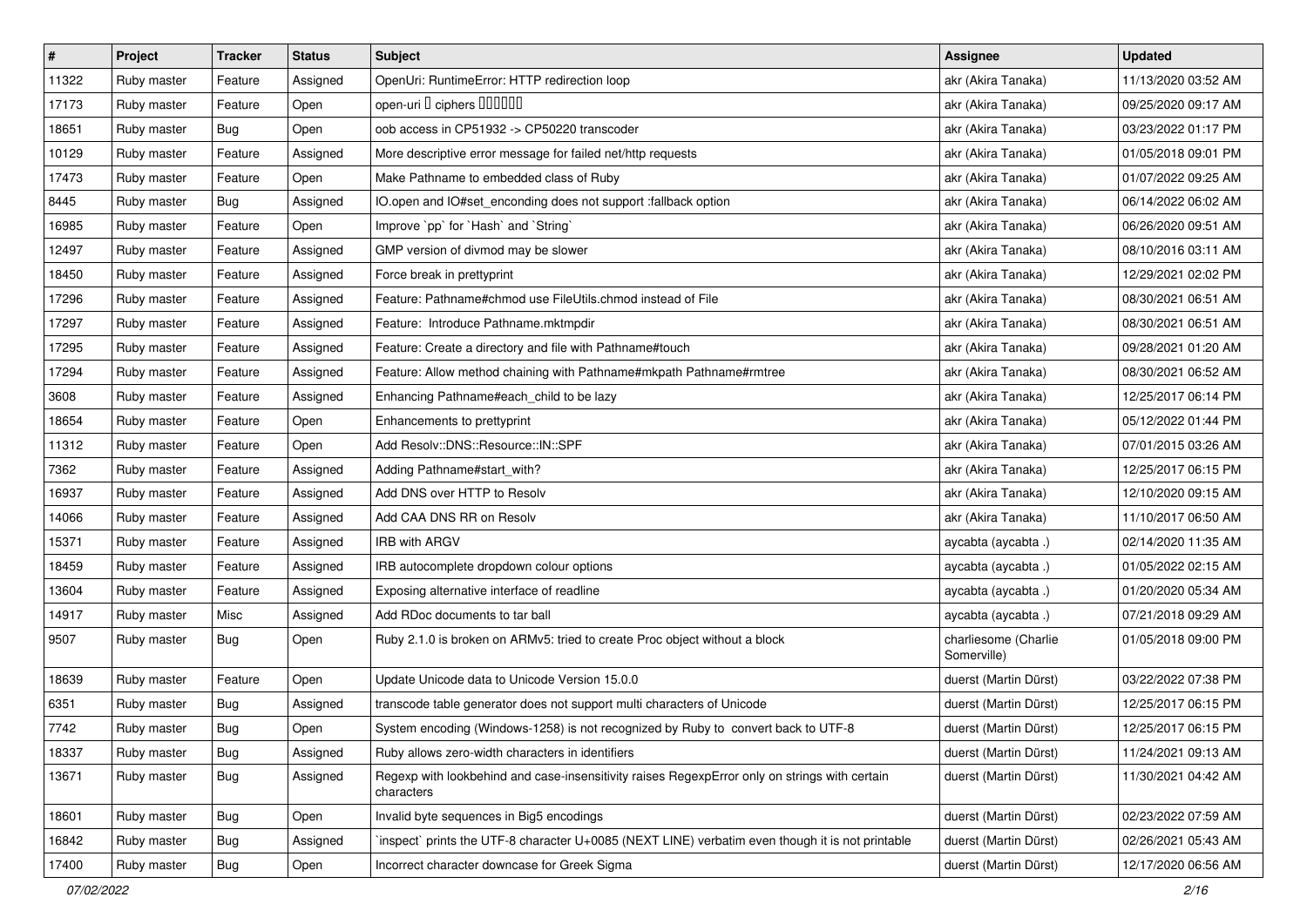| # | Project | Tracker | Status | Subject | Assignee | Updated |
|---|---|---|---|---|---|---|
| 11322 | Ruby master | Feature | Assigned | OpenUri: RuntimeError: HTTP redirection loop | akr (Akira Tanaka) | 11/13/2020 03:52 AM |
| 17173 | Ruby master | Feature | Open | open-uri で ciphers を設定したい | akr (Akira Tanaka) | 09/25/2020 09:17 AM |
| 18651 | Ruby master | Bug | Open | oob access in CP51932 -> CP50220 transcoder | akr (Akira Tanaka) | 03/23/2022 01:17 PM |
| 10129 | Ruby master | Feature | Assigned | More descriptive error message for failed net/http requests | akr (Akira Tanaka) | 01/05/2018 09:01 PM |
| 17473 | Ruby master | Feature | Open | Make Pathname to embedded class of Ruby | akr (Akira Tanaka) | 01/07/2022 09:25 AM |
| 8445 | Ruby master | Bug | Assigned | IO.open and IO#set_enconding does not support :fallback option | akr (Akira Tanaka) | 06/14/2022 06:02 AM |
| 16985 | Ruby master | Feature | Open | Improve `pp` for `Hash` and `String` | akr (Akira Tanaka) | 06/26/2020 09:51 AM |
| 12497 | Ruby master | Feature | Assigned | GMP version of divmod may be slower | akr (Akira Tanaka) | 08/10/2016 03:11 AM |
| 18450 | Ruby master | Feature | Assigned | Force break in prettyprint | akr (Akira Tanaka) | 12/29/2021 02:02 PM |
| 17296 | Ruby master | Feature | Assigned | Feature: Pathname#chmod use FileUtils.chmod instead of File | akr (Akira Tanaka) | 08/30/2021 06:51 AM |
| 17297 | Ruby master | Feature | Assigned | Feature: Introduce Pathname.mktmpdir | akr (Akira Tanaka) | 08/30/2021 06:51 AM |
| 17295 | Ruby master | Feature | Assigned | Feature: Create a directory and file with Pathname#touch | akr (Akira Tanaka) | 09/28/2021 01:20 AM |
| 17294 | Ruby master | Feature | Assigned | Feature: Allow method chaining with Pathname#mkpath Pathname#rmtree | akr (Akira Tanaka) | 08/30/2021 06:52 AM |
| 3608 | Ruby master | Feature | Assigned | Enhancing Pathname#each_child to be lazy | akr (Akira Tanaka) | 12/25/2017 06:14 PM |
| 18654 | Ruby master | Feature | Open | Enhancements to prettyprint | akr (Akira Tanaka) | 05/12/2022 01:44 PM |
| 11312 | Ruby master | Feature | Open | Add Resolv::DNS::Resource::IN::SPF | akr (Akira Tanaka) | 07/01/2015 03:26 AM |
| 7362 | Ruby master | Feature | Assigned | Adding Pathname#start_with? | akr (Akira Tanaka) | 12/25/2017 06:15 PM |
| 16937 | Ruby master | Feature | Assigned | Add DNS over HTTP to Resolv | akr (Akira Tanaka) | 12/10/2020 09:15 AM |
| 14066 | Ruby master | Feature | Assigned | Add CAA DNS RR on Resolv | akr (Akira Tanaka) | 11/10/2017 06:50 AM |
| 15371 | Ruby master | Feature | Assigned | IRB with ARGV | aycabta (aycabta .) | 02/14/2020 11:35 AM |
| 18459 | Ruby master | Feature | Assigned | IRB autocomplete dropdown colour options | aycabta (aycabta .) | 01/05/2022 02:15 AM |
| 13604 | Ruby master | Feature | Assigned | Exposing alternative interface of readline | aycabta (aycabta .) | 01/20/2020 05:34 AM |
| 14917 | Ruby master | Misc | Assigned | Add RDoc documents to tar ball | aycabta (aycabta .) | 07/21/2018 09:29 AM |
| 9507 | Ruby master | Bug | Open | Ruby 2.1.0 is broken on ARMv5: tried to create Proc object without a block | charliesome (Charlie Somerville) | 01/05/2018 09:00 PM |
| 18639 | Ruby master | Feature | Open | Update Unicode data to Unicode Version 15.0.0 | duerst (Martin Dürst) | 03/22/2022 07:38 PM |
| 6351 | Ruby master | Bug | Assigned | transcode table generator does not support multi characters of Unicode | duerst (Martin Dürst) | 12/25/2017 06:15 PM |
| 7742 | Ruby master | Bug | Open | System encoding (Windows-1258) is not recognized by Ruby to convert back to UTF-8 | duerst (Martin Dürst) | 12/25/2017 06:15 PM |
| 18337 | Ruby master | Bug | Assigned | Ruby allows zero-width characters in identifiers | duerst (Martin Dürst) | 11/24/2021 09:13 AM |
| 13671 | Ruby master | Bug | Assigned | Regexp with lookbehind and case-insensitivity raises RegexpError only on strings with certain characters | duerst (Martin Dürst) | 11/30/2021 04:42 AM |
| 18601 | Ruby master | Bug | Open | Invalid byte sequences in Big5 encodings | duerst (Martin Dürst) | 02/23/2022 07:59 AM |
| 16842 | Ruby master | Bug | Assigned | `inspect` prints the UTF-8 character U+0085 (NEXT LINE) verbatim even though it is not printable | duerst (Martin Dürst) | 02/26/2021 05:43 AM |
| 17400 | Ruby master | Bug | Open | Incorrect character downcase for Greek Sigma | duerst (Martin Dürst) | 12/17/2020 06:56 AM |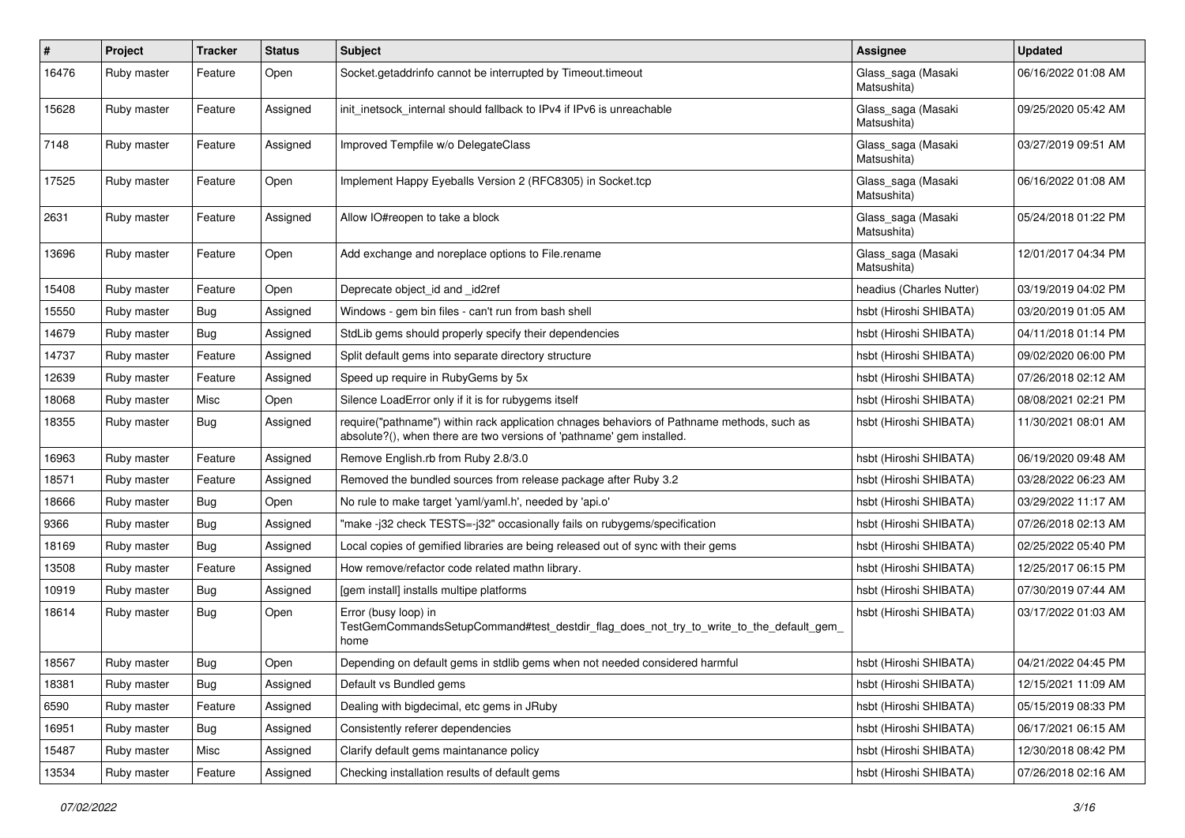| # | Project | Tracker | Status | Subject | Assignee | Updated |
| --- | --- | --- | --- | --- | --- | --- |
| 16476 | Ruby master | Feature | Open | Socket.getaddrinfo cannot be interrupted by Timeout.timeout | Glass_saga (Masaki Matsushita) | 06/16/2022 01:08 AM |
| 15628 | Ruby master | Feature | Assigned | init_inetsock_internal should fallback to IPv4 if IPv6 is unreachable | Glass_saga (Masaki Matsushita) | 09/25/2020 05:42 AM |
| 7148 | Ruby master | Feature | Assigned | Improved Tempfile w/o DelegateClass | Glass_saga (Masaki Matsushita) | 03/27/2019 09:51 AM |
| 17525 | Ruby master | Feature | Open | Implement Happy Eyeballs Version 2 (RFC8305) in Socket.tcp | Glass_saga (Masaki Matsushita) | 06/16/2022 01:08 AM |
| 2631 | Ruby master | Feature | Assigned | Allow IO#reopen to take a block | Glass_saga (Masaki Matsushita) | 05/24/2018 01:22 PM |
| 13696 | Ruby master | Feature | Open | Add exchange and noreplace options to File.rename | Glass_saga (Masaki Matsushita) | 12/01/2017 04:34 PM |
| 15408 | Ruby master | Feature | Open | Deprecate object_id and _id2ref | headius (Charles Nutter) | 03/19/2019 04:02 PM |
| 15550 | Ruby master | Bug | Assigned | Windows - gem bin files - can't run from bash shell | hsbt (Hiroshi SHIBATA) | 03/20/2019 01:05 AM |
| 14679 | Ruby master | Bug | Assigned | StdLib gems should properly specify their dependencies | hsbt (Hiroshi SHIBATA) | 04/11/2018 01:14 PM |
| 14737 | Ruby master | Feature | Assigned | Split default gems into separate directory structure | hsbt (Hiroshi SHIBATA) | 09/02/2020 06:00 PM |
| 12639 | Ruby master | Feature | Assigned | Speed up require in RubyGems by 5x | hsbt (Hiroshi SHIBATA) | 07/26/2018 02:12 AM |
| 18068 | Ruby master | Misc | Open | Silence LoadError only if it is for rubygems itself | hsbt (Hiroshi SHIBATA) | 08/08/2021 02:21 PM |
| 18355 | Ruby master | Bug | Assigned | require("pathname") within rack application chnages behaviors of Pathname methods, such as absolute?(), when there are two versions of 'pathname' gem installed. | hsbt (Hiroshi SHIBATA) | 11/30/2021 08:01 AM |
| 16963 | Ruby master | Feature | Assigned | Remove English.rb from Ruby 2.8/3.0 | hsbt (Hiroshi SHIBATA) | 06/19/2020 09:48 AM |
| 18571 | Ruby master | Feature | Assigned | Removed the bundled sources from release package after Ruby 3.2 | hsbt (Hiroshi SHIBATA) | 03/28/2022 06:23 AM |
| 18666 | Ruby master | Bug | Open | No rule to make target 'yaml/yaml.h', needed by 'api.o' | hsbt (Hiroshi SHIBATA) | 03/29/2022 11:17 AM |
| 9366 | Ruby master | Bug | Assigned | "make -j32 check TESTS=-j32" occasionally fails on rubygems/specification | hsbt (Hiroshi SHIBATA) | 07/26/2018 02:13 AM |
| 18169 | Ruby master | Bug | Assigned | Local copies of gemified libraries are being released out of sync with their gems | hsbt (Hiroshi SHIBATA) | 02/25/2022 05:40 PM |
| 13508 | Ruby master | Feature | Assigned | How remove/refactor code related mathn library. | hsbt (Hiroshi SHIBATA) | 12/25/2017 06:15 PM |
| 10919 | Ruby master | Bug | Assigned | [gem install] installs multipe platforms | hsbt (Hiroshi SHIBATA) | 07/30/2019 07:44 AM |
| 18614 | Ruby master | Bug | Open | Error (busy loop) in TestGemCommandsSetupCommand#test_destdir_flag_does_not_try_to_write_to_the_default_gem_home | hsbt (Hiroshi SHIBATA) | 03/17/2022 01:03 AM |
| 18567 | Ruby master | Bug | Open | Depending on default gems in stdlib gems when not needed considered harmful | hsbt (Hiroshi SHIBATA) | 04/21/2022 04:45 PM |
| 18381 | Ruby master | Bug | Assigned | Default vs Bundled gems | hsbt (Hiroshi SHIBATA) | 12/15/2021 11:09 AM |
| 6590 | Ruby master | Feature | Assigned | Dealing with bigdecimal, etc gems in JRuby | hsbt (Hiroshi SHIBATA) | 05/15/2019 08:33 PM |
| 16951 | Ruby master | Bug | Assigned | Consistently referer dependencies | hsbt (Hiroshi SHIBATA) | 06/17/2021 06:15 AM |
| 15487 | Ruby master | Misc | Assigned | Clarify default gems maintanance policy | hsbt (Hiroshi SHIBATA) | 12/30/2018 08:42 PM |
| 13534 | Ruby master | Feature | Assigned | Checking installation results of default gems | hsbt (Hiroshi SHIBATA) | 07/26/2018 02:16 AM |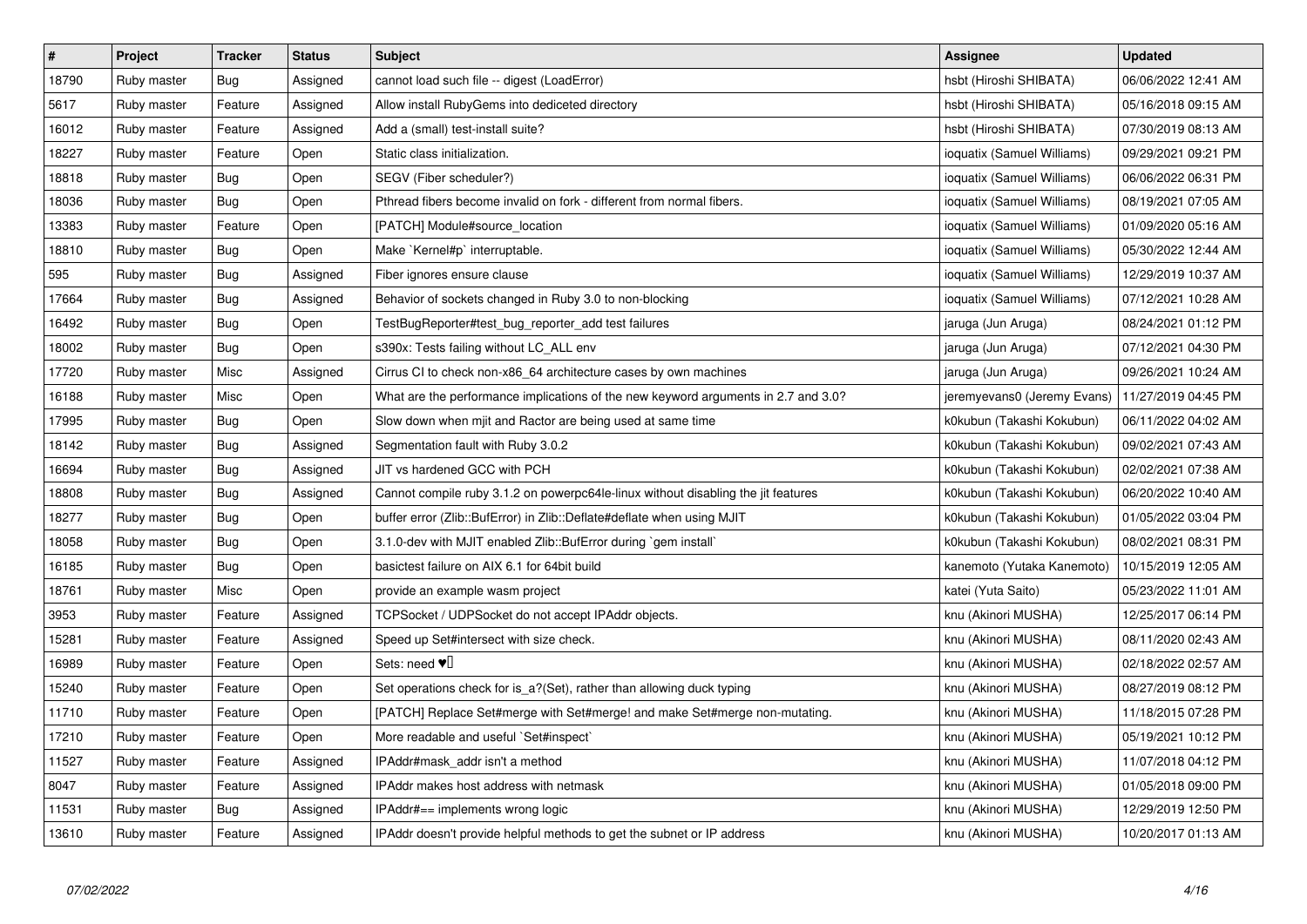| # | Project | Tracker | Status | Subject | Assignee | Updated |
|---|---|---|---|---|---|---|
| 18790 | Ruby master | Bug | Assigned | cannot load such file -- digest (LoadError) | hsbt (Hiroshi SHIBATA) | 06/06/2022 12:41 AM |
| 5617 | Ruby master | Feature | Assigned | Allow install RubyGems into dediceted directory | hsbt (Hiroshi SHIBATA) | 05/16/2018 09:15 AM |
| 16012 | Ruby master | Feature | Assigned | Add a (small) test-install suite? | hsbt (Hiroshi SHIBATA) | 07/30/2019 08:13 AM |
| 18227 | Ruby master | Feature | Open | Static class initialization. | ioquatix (Samuel Williams) | 09/29/2021 09:21 PM |
| 18818 | Ruby master | Bug | Open | SEGV (Fiber scheduler?) | ioquatix (Samuel Williams) | 06/06/2022 06:31 PM |
| 18036 | Ruby master | Bug | Open | Pthread fibers become invalid on fork - different from normal fibers. | ioquatix (Samuel Williams) | 08/19/2021 07:05 AM |
| 13383 | Ruby master | Feature | Open | [PATCH] Module#source_location | ioquatix (Samuel Williams) | 01/09/2020 05:16 AM |
| 18810 | Ruby master | Bug | Open | Make `Kernel#p` interruptable. | ioquatix (Samuel Williams) | 05/30/2022 12:44 AM |
| 595 | Ruby master | Bug | Assigned | Fiber ignores ensure clause | ioquatix (Samuel Williams) | 12/29/2019 10:37 AM |
| 17664 | Ruby master | Bug | Assigned | Behavior of sockets changed in Ruby 3.0 to non-blocking | ioquatix (Samuel Williams) | 07/12/2021 10:28 AM |
| 16492 | Ruby master | Bug | Open | TestBugReporter#test_bug_reporter_add test failures | jaruga (Jun Aruga) | 08/24/2021 01:12 PM |
| 18002 | Ruby master | Bug | Open | s390x: Tests failing without LC_ALL env | jaruga (Jun Aruga) | 07/12/2021 04:30 PM |
| 17720 | Ruby master | Misc | Assigned | Cirrus CI to check non-x86_64 architecture cases by own machines | jaruga (Jun Aruga) | 09/26/2021 10:24 AM |
| 16188 | Ruby master | Misc | Open | What are the performance implications of the new keyword arguments in 2.7 and 3.0? | jeremyevans0 (Jeremy Evans) | 11/27/2019 04:45 PM |
| 17995 | Ruby master | Bug | Open | Slow down when mjit and Ractor are being used at same time | k0kubun (Takashi Kokubun) | 06/11/2022 04:02 AM |
| 18142 | Ruby master | Bug | Assigned | Segmentation fault with Ruby 3.0.2 | k0kubun (Takashi Kokubun) | 09/02/2021 07:43 AM |
| 16694 | Ruby master | Bug | Assigned | JIT vs hardened GCC with PCH | k0kubun (Takashi Kokubun) | 02/02/2021 07:38 AM |
| 18808 | Ruby master | Bug | Assigned | Cannot compile ruby 3.1.2 on powerpc64le-linux without disabling the jit features | k0kubun (Takashi Kokubun) | 06/20/2022 10:40 AM |
| 18277 | Ruby master | Bug | Open | buffer error (Zlib::BufError) in Zlib::Deflate#deflate when using MJIT | k0kubun (Takashi Kokubun) | 01/05/2022 03:04 PM |
| 18058 | Ruby master | Bug | Open | 3.1.0-dev with MJIT enabled Zlib::BufError during `gem install` | k0kubun (Takashi Kokubun) | 08/02/2021 08:31 PM |
| 16185 | Ruby master | Bug | Open | basictest failure on AIX 6.1 for 64bit build | kanemoto (Yutaka Kanemoto) | 10/15/2019 12:05 AM |
| 18761 | Ruby master | Misc | Open | provide an example wasm project | katei (Yuta Saito) | 05/23/2022 11:01 AM |
| 3953 | Ruby master | Feature | Assigned | TCPSocket / UDPSocket do not accept IPAddr objects. | knu (Akinori MUSHA) | 12/25/2017 06:14 PM |
| 15281 | Ruby master | Feature | Assigned | Speed up Set#intersect with size check. | knu (Akinori MUSHA) | 08/11/2020 02:43 AM |
| 16989 | Ruby master | Feature | Open | Sets: need ♥️ | knu (Akinori MUSHA) | 02/18/2022 02:57 AM |
| 15240 | Ruby master | Feature | Open | Set operations check for is_a?(Set), rather than allowing duck typing | knu (Akinori MUSHA) | 08/27/2019 08:12 PM |
| 11710 | Ruby master | Feature | Open | [PATCH] Replace Set#merge with Set#merge! and make Set#merge non-mutating. | knu (Akinori MUSHA) | 11/18/2015 07:28 PM |
| 17210 | Ruby master | Feature | Open | More readable and useful `Set#inspect` | knu (Akinori MUSHA) | 05/19/2021 10:12 PM |
| 11527 | Ruby master | Feature | Assigned | IPAddr#mask_addr isn't a method | knu (Akinori MUSHA) | 11/07/2018 04:12 PM |
| 8047 | Ruby master | Feature | Assigned | IPAddr makes host address with netmask | knu (Akinori MUSHA) | 01/05/2018 09:00 PM |
| 11531 | Ruby master | Bug | Assigned | IPAddr#== implements wrong logic | knu (Akinori MUSHA) | 12/29/2019 12:50 PM |
| 13610 | Ruby master | Feature | Assigned | IPAddr doesn't provide helpful methods to get the subnet or IP address | knu (Akinori MUSHA) | 10/20/2017 01:13 AM |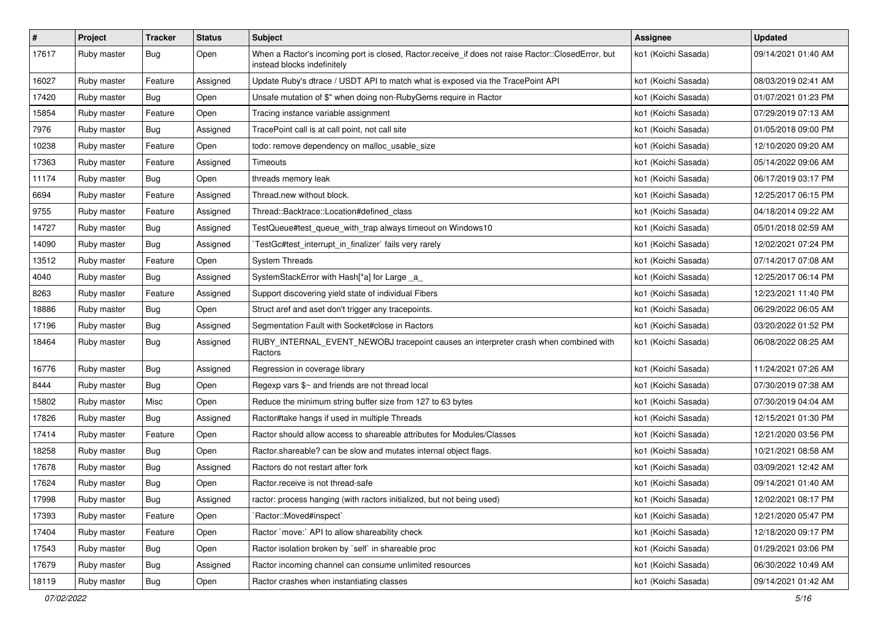| # | Project | Tracker | Status | Subject | Assignee | Updated |
| --- | --- | --- | --- | --- | --- | --- |
| 17617 | Ruby master | Bug | Open | When a Ractor's incoming port is closed, Ractor.receive_if does not raise Ractor::ClosedError, but instead blocks indefinitely | ko1 (Koichi Sasada) | 09/14/2021 01:40 AM |
| 16027 | Ruby master | Feature | Assigned | Update Ruby's dtrace / USDT API to match what is exposed via the TracePoint API | ko1 (Koichi Sasada) | 08/03/2019 02:41 AM |
| 17420 | Ruby master | Bug | Open | Unsafe mutation of $" when doing non-RubyGems require in Ractor | ko1 (Koichi Sasada) | 01/07/2021 01:23 PM |
| 15854 | Ruby master | Feature | Open | Tracing instance variable assignment | ko1 (Koichi Sasada) | 07/29/2019 07:13 AM |
| 7976 | Ruby master | Bug | Assigned | TracePoint call is at call point, not call site | ko1 (Koichi Sasada) | 01/05/2018 09:00 PM |
| 10238 | Ruby master | Feature | Open | todo: remove dependency on malloc_usable_size | ko1 (Koichi Sasada) | 12/10/2020 09:20 AM |
| 17363 | Ruby master | Feature | Assigned | Timeouts | ko1 (Koichi Sasada) | 05/14/2022 09:06 AM |
| 11174 | Ruby master | Bug | Open | threads memory leak | ko1 (Koichi Sasada) | 06/17/2019 03:17 PM |
| 6694 | Ruby master | Feature | Assigned | Thread.new without block. | ko1 (Koichi Sasada) | 12/25/2017 06:15 PM |
| 9755 | Ruby master | Feature | Assigned | Thread::Backtrace::Location#defined_class | ko1 (Koichi Sasada) | 04/18/2014 09:22 AM |
| 14727 | Ruby master | Bug | Assigned | TestQueue#test_queue_with_trap always timeout on Windows10 | ko1 (Koichi Sasada) | 05/01/2018 02:59 AM |
| 14090 | Ruby master | Bug | Assigned | `TestGc#test_interrupt_in_finalizer` fails very rarely | ko1 (Koichi Sasada) | 12/02/2021 07:24 PM |
| 13512 | Ruby master | Feature | Open | System Threads | ko1 (Koichi Sasada) | 07/14/2017 07:08 AM |
| 4040 | Ruby master | Bug | Assigned | SystemStackError with Hash[*a] for Large _a_ | ko1 (Koichi Sasada) | 12/25/2017 06:14 PM |
| 8263 | Ruby master | Feature | Assigned | Support discovering yield state of individual Fibers | ko1 (Koichi Sasada) | 12/23/2021 11:40 PM |
| 18886 | Ruby master | Bug | Open | Struct aref and aset don't trigger any tracepoints. | ko1 (Koichi Sasada) | 06/29/2022 06:05 AM |
| 17196 | Ruby master | Bug | Assigned | Segmentation Fault with Socket#close in Ractors | ko1 (Koichi Sasada) | 03/20/2022 01:52 PM |
| 18464 | Ruby master | Bug | Assigned | RUBY_INTERNAL_EVENT_NEWOBJ tracepoint causes an interpreter crash when combined with Ractors | ko1 (Koichi Sasada) | 06/08/2022 08:25 AM |
| 16776 | Ruby master | Bug | Assigned | Regression in coverage library | ko1 (Koichi Sasada) | 11/24/2021 07:26 AM |
| 8444 | Ruby master | Bug | Open | Regexp vars $~ and friends are not thread local | ko1 (Koichi Sasada) | 07/30/2019 07:38 AM |
| 15802 | Ruby master | Misc | Open | Reduce the minimum string buffer size from 127 to 63 bytes | ko1 (Koichi Sasada) | 07/30/2019 04:04 AM |
| 17826 | Ruby master | Bug | Assigned | Ractor#take hangs if used in multiple Threads | ko1 (Koichi Sasada) | 12/15/2021 01:30 PM |
| 17414 | Ruby master | Feature | Open | Ractor should allow access to shareable attributes for Modules/Classes | ko1 (Koichi Sasada) | 12/21/2020 03:56 PM |
| 18258 | Ruby master | Bug | Open | Ractor.shareable? can be slow and mutates internal object flags. | ko1 (Koichi Sasada) | 10/21/2021 08:58 AM |
| 17678 | Ruby master | Bug | Assigned | Ractors do not restart after fork | ko1 (Koichi Sasada) | 03/09/2021 12:42 AM |
| 17624 | Ruby master | Bug | Open | Ractor.receive is not thread-safe | ko1 (Koichi Sasada) | 09/14/2021 01:40 AM |
| 17998 | Ruby master | Bug | Assigned | ractor: process hanging (with ractors initialized, but not being used) | ko1 (Koichi Sasada) | 12/02/2021 08:17 PM |
| 17393 | Ruby master | Feature | Open | `Ractor::Moved#inspect` | ko1 (Koichi Sasada) | 12/21/2020 05:47 PM |
| 17404 | Ruby master | Feature | Open | Ractor `move:` API to allow shareability check | ko1 (Koichi Sasada) | 12/18/2020 09:17 PM |
| 17543 | Ruby master | Bug | Open | Ractor isolation broken by `self` in shareable proc | ko1 (Koichi Sasada) | 01/29/2021 03:06 PM |
| 17679 | Ruby master | Bug | Assigned | Ractor incoming channel can consume unlimited resources | ko1 (Koichi Sasada) | 06/30/2022 10:49 AM |
| 18119 | Ruby master | Bug | Open | Ractor crashes when instantiating classes | ko1 (Koichi Sasada) | 09/14/2021 01:42 AM |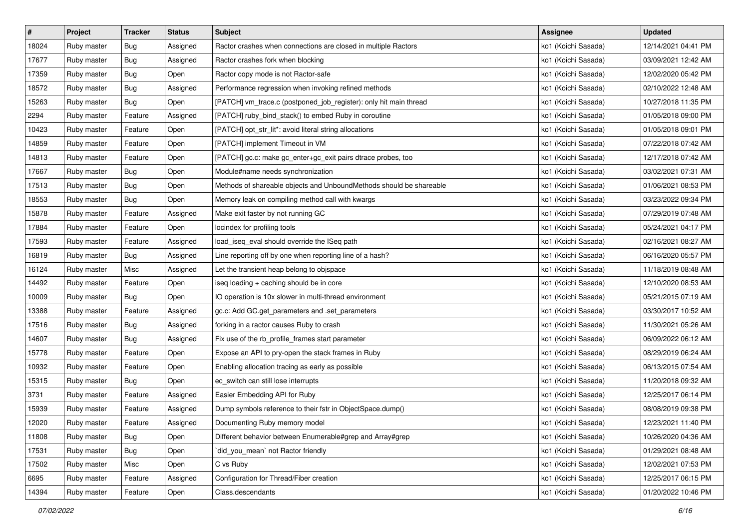| # | Project | Tracker | Status | Subject | Assignee | Updated |
|---|---|---|---|---|---|---|
| 18024 | Ruby master | Bug | Assigned | Ractor crashes when connections are closed in multiple Ractors | ko1 (Koichi Sasada) | 12/14/2021 04:41 PM |
| 17677 | Ruby master | Bug | Assigned | Ractor crashes fork when blocking | ko1 (Koichi Sasada) | 03/09/2021 12:42 AM |
| 17359 | Ruby master | Bug | Open | Ractor copy mode is not Ractor-safe | ko1 (Koichi Sasada) | 12/02/2020 05:42 PM |
| 18572 | Ruby master | Bug | Assigned | Performance regression when invoking refined methods | ko1 (Koichi Sasada) | 02/10/2022 12:48 AM |
| 15263 | Ruby master | Bug | Open | [PATCH] vm_trace.c (postponed_job_register): only hit main thread | ko1 (Koichi Sasada) | 10/27/2018 11:35 PM |
| 2294 | Ruby master | Feature | Assigned | [PATCH] ruby_bind_stack() to embed Ruby in coroutine | ko1 (Koichi Sasada) | 01/05/2018 09:00 PM |
| 10423 | Ruby master | Feature | Open | [PATCH] opt_str_lit*: avoid literal string allocations | ko1 (Koichi Sasada) | 01/05/2018 09:01 PM |
| 14859 | Ruby master | Feature | Open | [PATCH] implement Timeout in VM | ko1 (Koichi Sasada) | 07/22/2018 07:42 AM |
| 14813 | Ruby master | Feature | Open | [PATCH] gc.c: make gc_enter+gc_exit pairs dtrace probes, too | ko1 (Koichi Sasada) | 12/17/2018 07:42 AM |
| 17667 | Ruby master | Bug | Open | Module#name needs synchronization | ko1 (Koichi Sasada) | 03/02/2021 07:31 AM |
| 17513 | Ruby master | Bug | Open | Methods of shareable objects and UnboundMethods should be shareable | ko1 (Koichi Sasada) | 01/06/2021 08:53 PM |
| 18553 | Ruby master | Bug | Open | Memory leak on compiling method call with kwargs | ko1 (Koichi Sasada) | 03/23/2022 09:34 PM |
| 15878 | Ruby master | Feature | Assigned | Make exit faster by not running GC | ko1 (Koichi Sasada) | 07/29/2019 07:48 AM |
| 17884 | Ruby master | Feature | Open | locindex for profiling tools | ko1 (Koichi Sasada) | 05/24/2021 04:17 PM |
| 17593 | Ruby master | Feature | Assigned | load_iseq_eval should override the ISeq path | ko1 (Koichi Sasada) | 02/16/2021 08:27 AM |
| 16819 | Ruby master | Bug | Assigned | Line reporting off by one when reporting line of a hash? | ko1 (Koichi Sasada) | 06/16/2020 05:57 PM |
| 16124 | Ruby master | Misc | Assigned | Let the transient heap belong to objspace | ko1 (Koichi Sasada) | 11/18/2019 08:48 AM |
| 14492 | Ruby master | Feature | Open | iseq loading + caching should be in core | ko1 (Koichi Sasada) | 12/10/2020 08:53 AM |
| 10009 | Ruby master | Bug | Open | IO operation is 10x slower in multi-thread environment | ko1 (Koichi Sasada) | 05/21/2015 07:19 AM |
| 13388 | Ruby master | Feature | Assigned | gc.c: Add GC.get_parameters and .set_parameters | ko1 (Koichi Sasada) | 03/30/2017 10:52 AM |
| 17516 | Ruby master | Bug | Assigned | forking in a ractor causes Ruby to crash | ko1 (Koichi Sasada) | 11/30/2021 05:26 AM |
| 14607 | Ruby master | Bug | Assigned | Fix use of the rb_profile_frames start parameter | ko1 (Koichi Sasada) | 06/09/2022 06:12 AM |
| 15778 | Ruby master | Feature | Open | Expose an API to pry-open the stack frames in Ruby | ko1 (Koichi Sasada) | 08/29/2019 06:24 AM |
| 10932 | Ruby master | Feature | Open | Enabling allocation tracing as early as possible | ko1 (Koichi Sasada) | 06/13/2015 07:54 AM |
| 15315 | Ruby master | Bug | Open | ec_switch can still lose interrupts | ko1 (Koichi Sasada) | 11/20/2018 09:32 AM |
| 3731 | Ruby master | Feature | Assigned | Easier Embedding API for Ruby | ko1 (Koichi Sasada) | 12/25/2017 06:14 PM |
| 15939 | Ruby master | Feature | Assigned | Dump symbols reference to their fstr in ObjectSpace.dump() | ko1 (Koichi Sasada) | 08/08/2019 09:38 PM |
| 12020 | Ruby master | Feature | Assigned | Documenting Ruby memory model | ko1 (Koichi Sasada) | 12/23/2021 11:40 PM |
| 11808 | Ruby master | Bug | Open | Different behavior between Enumerable#grep and Array#grep | ko1 (Koichi Sasada) | 10/26/2020 04:36 AM |
| 17531 | Ruby master | Bug | Open | `did_you_mean` not Ractor friendly | ko1 (Koichi Sasada) | 01/29/2021 08:48 AM |
| 17502 | Ruby master | Misc | Open | C vs Ruby | ko1 (Koichi Sasada) | 12/02/2021 07:53 PM |
| 6695 | Ruby master | Feature | Assigned | Configuration for Thread/Fiber creation | ko1 (Koichi Sasada) | 12/25/2017 06:15 PM |
| 14394 | Ruby master | Feature | Open | Class.descendants | ko1 (Koichi Sasada) | 01/20/2022 10:46 PM |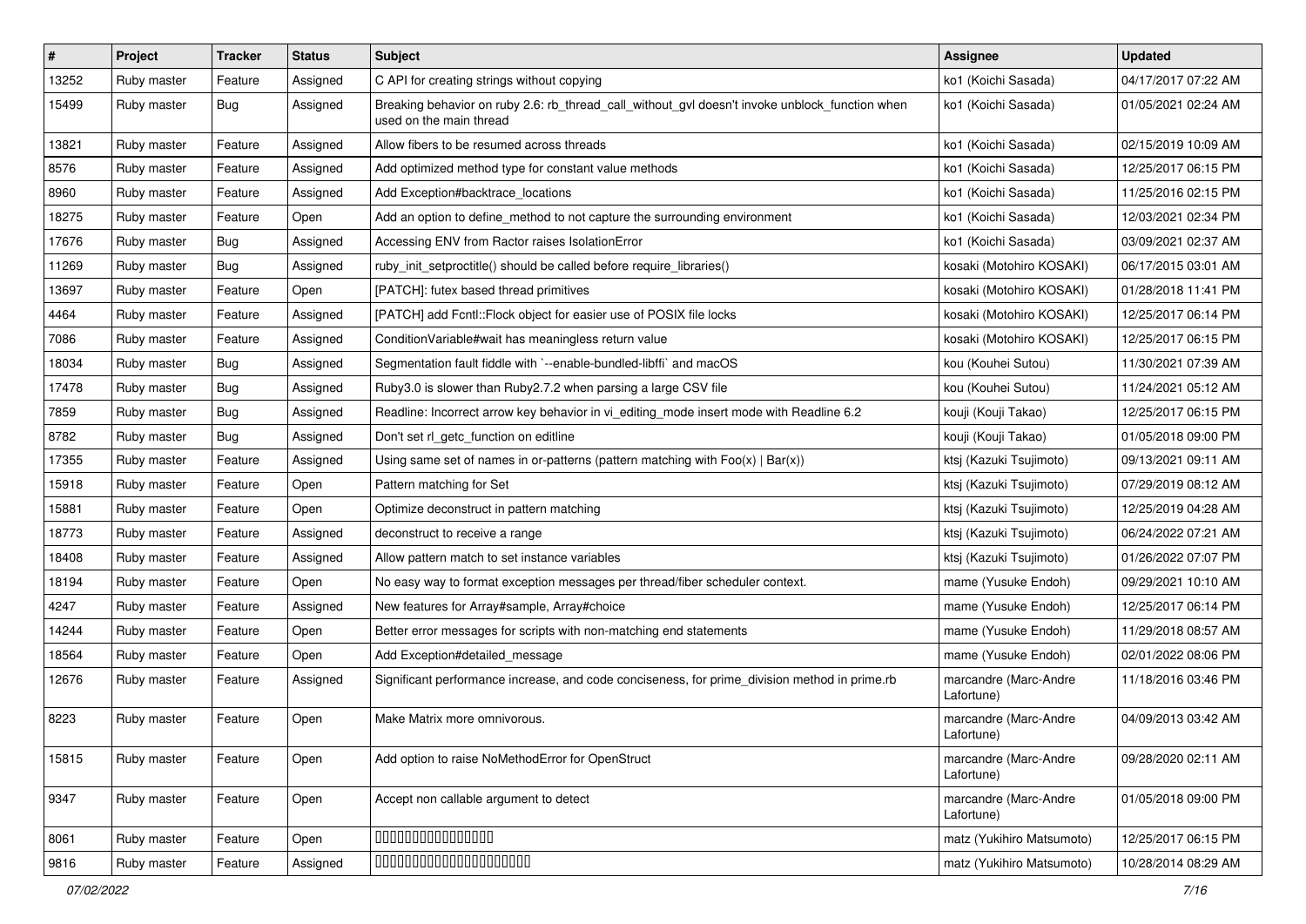| # | Project | Tracker | Status | Subject | Assignee | Updated |
|---|---|---|---|---|---|---|
| 13252 | Ruby master | Feature | Assigned | C API for creating strings without copying | ko1 (Koichi Sasada) | 04/17/2017 07:22 AM |
| 15499 | Ruby master | Bug | Assigned | Breaking behavior on ruby 2.6: rb_thread_call_without_gvl doesn't invoke unblock_function when used on the main thread | ko1 (Koichi Sasada) | 01/05/2021 02:24 AM |
| 13821 | Ruby master | Feature | Assigned | Allow fibers to be resumed across threads | ko1 (Koichi Sasada) | 02/15/2019 10:09 AM |
| 8576 | Ruby master | Feature | Assigned | Add optimized method type for constant value methods | ko1 (Koichi Sasada) | 12/25/2017 06:15 PM |
| 8960 | Ruby master | Feature | Assigned | Add Exception#backtrace_locations | ko1 (Koichi Sasada) | 11/25/2016 02:15 PM |
| 18275 | Ruby master | Feature | Open | Add an option to define_method to not capture the surrounding environment | ko1 (Koichi Sasada) | 12/03/2021 02:34 PM |
| 17676 | Ruby master | Bug | Assigned | Accessing ENV from Ractor raises IsolationError | ko1 (Koichi Sasada) | 03/09/2021 02:37 AM |
| 11269 | Ruby master | Bug | Assigned | ruby_init_setproctitle() should be called before require_libraries() | kosaki (Motohiro KOSAKI) | 06/17/2015 03:01 AM |
| 13697 | Ruby master | Feature | Open | [PATCH]: futex based thread primitives | kosaki (Motohiro KOSAKI) | 01/28/2018 11:41 PM |
| 4464 | Ruby master | Feature | Assigned | [PATCH] add Fcntl::Flock object for easier use of POSIX file locks | kosaki (Motohiro KOSAKI) | 12/25/2017 06:14 PM |
| 7086 | Ruby master | Feature | Assigned | ConditionVariable#wait has meaningless return value | kosaki (Motohiro KOSAKI) | 12/25/2017 06:15 PM |
| 18034 | Ruby master | Bug | Assigned | Segmentation fault fiddle with `--enable-bundled-libffi` and macOS | kou (Kouhei Sutou) | 11/30/2021 07:39 AM |
| 17478 | Ruby master | Bug | Assigned | Ruby3.0 is slower than Ruby2.7.2 when parsing a large CSV file | kou (Kouhei Sutou) | 11/24/2021 05:12 AM |
| 7859 | Ruby master | Bug | Assigned | Readline: Incorrect arrow key behavior in vi_editing_mode insert mode with Readline 6.2 | kouji (Kouji Takao) | 12/25/2017 06:15 PM |
| 8782 | Ruby master | Bug | Assigned | Don't set rl_getc_function on editline | kouji (Kouji Takao) | 01/05/2018 09:00 PM |
| 17355 | Ruby master | Feature | Assigned | Using same set of names in or-patterns (pattern matching with Foo(x) \| Bar(x)) | ktsj (Kazuki Tsujimoto) | 09/13/2021 09:11 AM |
| 15918 | Ruby master | Feature | Open | Pattern matching for Set | ktsj (Kazuki Tsujimoto) | 07/29/2019 08:12 AM |
| 15881 | Ruby master | Feature | Open | Optimize deconstruct in pattern matching | ktsj (Kazuki Tsujimoto) | 12/25/2019 04:28 AM |
| 18773 | Ruby master | Feature | Assigned | deconstruct to receive a range | ktsj (Kazuki Tsujimoto) | 06/24/2022 07:21 AM |
| 18408 | Ruby master | Feature | Assigned | Allow pattern match to set instance variables | ktsj (Kazuki Tsujimoto) | 01/26/2022 07:07 PM |
| 18194 | Ruby master | Feature | Open | No easy way to format exception messages per thread/fiber scheduler context. | mame (Yusuke Endoh) | 09/29/2021 10:10 AM |
| 4247 | Ruby master | Feature | Assigned | New features for Array#sample, Array#choice | mame (Yusuke Endoh) | 12/25/2017 06:14 PM |
| 14244 | Ruby master | Feature | Open | Better error messages for scripts with non-matching end statements | mame (Yusuke Endoh) | 11/29/2018 08:57 AM |
| 18564 | Ruby master | Feature | Open | Add Exception#detailed_message | mame (Yusuke Endoh) | 02/01/2022 08:06 PM |
| 12676 | Ruby master | Feature | Assigned | Significant performance increase, and code conciseness, for prime_division method in prime.rb | marcandre (Marc-Andre Lafortune) | 11/18/2016 03:46 PM |
| 8223 | Ruby master | Feature | Open | Make Matrix more omnivorous. | marcandre (Marc-Andre Lafortune) | 04/09/2013 03:42 AM |
| 15815 | Ruby master | Feature | Open | Add option to raise NoMethodError for OpenStruct | marcandre (Marc-Andre Lafortune) | 09/28/2020 02:11 AM |
| 9347 | Ruby master | Feature | Open | Accept non callable argument to detect | marcandre (Marc-Andre Lafortune) | 01/05/2018 09:00 PM |
| 8061 | Ruby master | Feature | Open | 0000000000000000 | matz (Yukihiro Matsumoto) | 12/25/2017 06:15 PM |
| 9816 | Ruby master | Feature | Assigned | 0000000000000000000000 | matz (Yukihiro Matsumoto) | 10/28/2014 08:29 AM |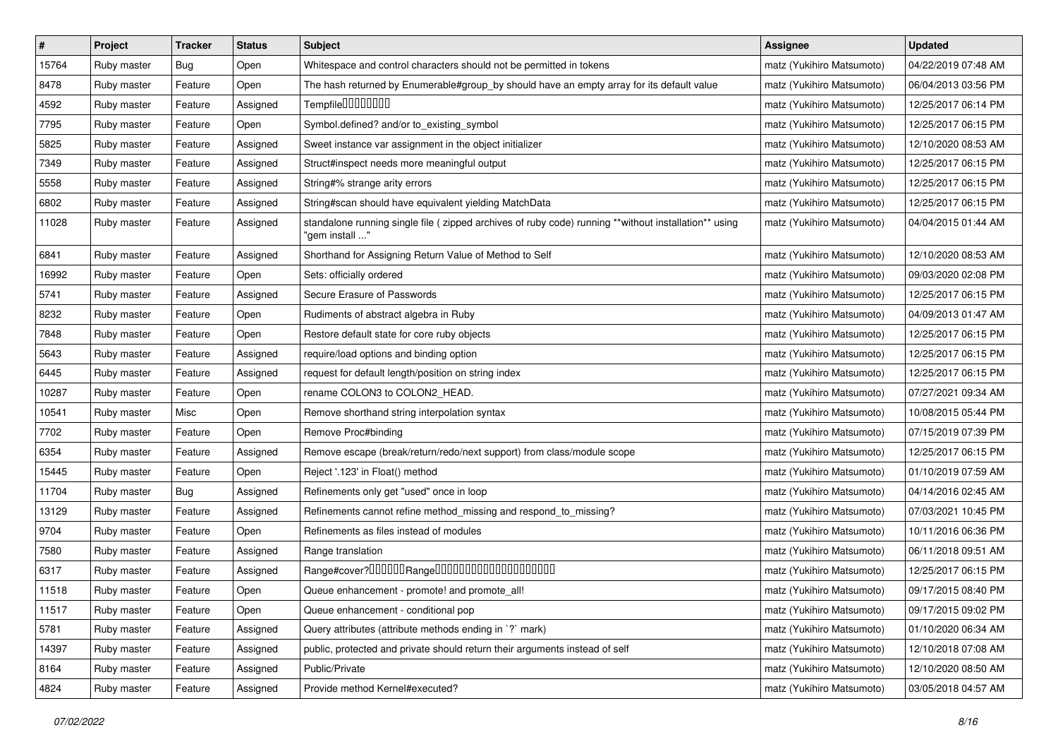| # | Project | Tracker | Status | Subject | Assignee | Updated |
|---|---|---|---|---|---|---|
| 15764 | Ruby master | Bug | Open | Whitespace and control characters should not be permitted in tokens | matz (Yukihiro Matsumoto) | 04/22/2019 07:48 AM |
| 8478 | Ruby master | Feature | Open | The hash returned by Enumerable#group_by should have an empty array for its default value | matz (Yukihiro Matsumoto) | 06/04/2013 03:56 PM |
| 4592 | Ruby master | Feature | Assigned | Tempfile | matz (Yukihiro Matsumoto) | 12/25/2017 06:14 PM |
| 7795 | Ruby master | Feature | Open | Symbol.defined? and/or to_existing_symbol | matz (Yukihiro Matsumoto) | 12/25/2017 06:15 PM |
| 5825 | Ruby master | Feature | Assigned | Sweet instance var assignment in the object initializer | matz (Yukihiro Matsumoto) | 12/10/2020 08:53 AM |
| 7349 | Ruby master | Feature | Assigned | Struct#inspect needs more meaningful output | matz (Yukihiro Matsumoto) | 12/25/2017 06:15 PM |
| 5558 | Ruby master | Feature | Assigned | String#% strange arity errors | matz (Yukihiro Matsumoto) | 12/25/2017 06:15 PM |
| 6802 | Ruby master | Feature | Assigned | String#scan should have equivalent yielding MatchData | matz (Yukihiro Matsumoto) | 12/25/2017 06:15 PM |
| 11028 | Ruby master | Feature | Assigned | standalone running single file ( zipped archives of ruby code) running **without installation** using "gem install ..." | matz (Yukihiro Matsumoto) | 04/04/2015 01:44 AM |
| 6841 | Ruby master | Feature | Assigned | Shorthand for Assigning Return Value of Method to Self | matz (Yukihiro Matsumoto) | 12/10/2020 08:53 AM |
| 16992 | Ruby master | Feature | Open | Sets: officially ordered | matz (Yukihiro Matsumoto) | 09/03/2020 02:08 PM |
| 5741 | Ruby master | Feature | Assigned | Secure Erasure of Passwords | matz (Yukihiro Matsumoto) | 12/25/2017 06:15 PM |
| 8232 | Ruby master | Feature | Open | Rudiments of abstract algebra in Ruby | matz (Yukihiro Matsumoto) | 04/09/2013 01:47 AM |
| 7848 | Ruby master | Feature | Open | Restore default state for core ruby objects | matz (Yukihiro Matsumoto) | 12/25/2017 06:15 PM |
| 5643 | Ruby master | Feature | Assigned | require/load options and binding option | matz (Yukihiro Matsumoto) | 12/25/2017 06:15 PM |
| 6445 | Ruby master | Feature | Assigned | request for default length/position on string index | matz (Yukihiro Matsumoto) | 12/25/2017 06:15 PM |
| 10287 | Ruby master | Feature | Open | rename COLON3 to COLON2_HEAD. | matz (Yukihiro Matsumoto) | 07/27/2021 09:34 AM |
| 10541 | Ruby master | Misc | Open | Remove shorthand string interpolation syntax | matz (Yukihiro Matsumoto) | 10/08/2015 05:44 PM |
| 7702 | Ruby master | Feature | Open | Remove Proc#binding | matz (Yukihiro Matsumoto) | 07/15/2019 07:39 PM |
| 6354 | Ruby master | Feature | Assigned | Remove escape (break/return/redo/next support) from class/module scope | matz (Yukihiro Matsumoto) | 12/25/2017 06:15 PM |
| 15445 | Ruby master | Feature | Open | Reject '.123' in Float() method | matz (Yukihiro Matsumoto) | 01/10/2019 07:59 AM |
| 11704 | Ruby master | Bug | Assigned | Refinements only get "used" once in loop | matz (Yukihiro Matsumoto) | 04/14/2016 02:45 AM |
| 13129 | Ruby master | Feature | Assigned | Refinements cannot refine method_missing and respond_to_missing? | matz (Yukihiro Matsumoto) | 07/03/2021 10:45 PM |
| 9704 | Ruby master | Feature | Open | Refinements as files instead of modules | matz (Yukihiro Matsumoto) | 10/11/2016 06:36 PM |
| 7580 | Ruby master | Feature | Assigned | Range translation | matz (Yukihiro Matsumoto) | 06/11/2018 09:51 AM |
| 6317 | Ruby master | Feature | Assigned | Range#cover?Range | matz (Yukihiro Matsumoto) | 12/25/2017 06:15 PM |
| 11518 | Ruby master | Feature | Open | Queue enhancement - promote! and promote_all! | matz (Yukihiro Matsumoto) | 09/17/2015 08:40 PM |
| 11517 | Ruby master | Feature | Open | Queue enhancement - conditional pop | matz (Yukihiro Matsumoto) | 09/17/2015 09:02 PM |
| 5781 | Ruby master | Feature | Assigned | Query attributes (attribute methods ending in `?` mark) | matz (Yukihiro Matsumoto) | 01/10/2020 06:34 AM |
| 14397 | Ruby master | Feature | Assigned | public, protected and private should return their arguments instead of self | matz (Yukihiro Matsumoto) | 12/10/2018 07:08 AM |
| 8164 | Ruby master | Feature | Assigned | Public/Private | matz (Yukihiro Matsumoto) | 12/10/2020 08:50 AM |
| 4824 | Ruby master | Feature | Assigned | Provide method Kernel#executed? | matz (Yukihiro Matsumoto) | 03/05/2018 04:57 AM |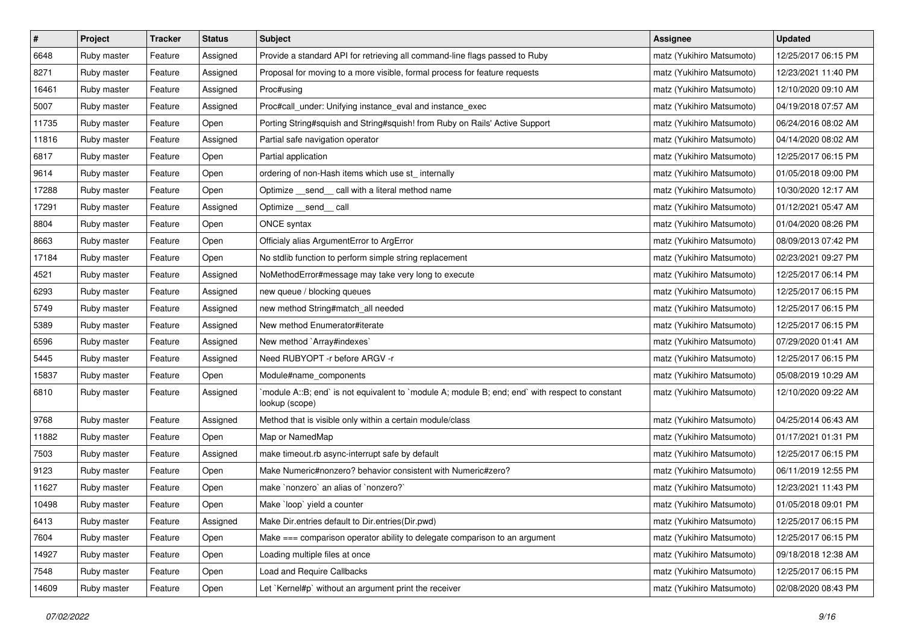| # | Project | Tracker | Status | Subject | Assignee | Updated |
|---|---|---|---|---|---|---|
| 6648 | Ruby master | Feature | Assigned | Provide a standard API for retrieving all command-line flags passed to Ruby | matz (Yukihiro Matsumoto) | 12/25/2017 06:15 PM |
| 8271 | Ruby master | Feature | Assigned | Proposal for moving to a more visible, formal process for feature requests | matz (Yukihiro Matsumoto) | 12/23/2021 11:40 PM |
| 16461 | Ruby master | Feature | Assigned | Proc#using | matz (Yukihiro Matsumoto) | 12/10/2020 09:10 AM |
| 5007 | Ruby master | Feature | Assigned | Proc#call_under: Unifying instance_eval and instance_exec | matz (Yukihiro Matsumoto) | 04/19/2018 07:57 AM |
| 11735 | Ruby master | Feature | Open | Porting String#squish and String#squish! from Ruby on Rails' Active Support | matz (Yukihiro Matsumoto) | 06/24/2016 08:02 AM |
| 11816 | Ruby master | Feature | Assigned | Partial safe navigation operator | matz (Yukihiro Matsumoto) | 04/14/2020 08:02 AM |
| 6817 | Ruby master | Feature | Open | Partial application | matz (Yukihiro Matsumoto) | 12/25/2017 06:15 PM |
| 9614 | Ruby master | Feature | Open | ordering of non-Hash items which use st_ internally | matz (Yukihiro Matsumoto) | 01/05/2018 09:00 PM |
| 17288 | Ruby master | Feature | Open | Optimize __send__ call with a literal method name | matz (Yukihiro Matsumoto) | 10/30/2020 12:17 AM |
| 17291 | Ruby master | Feature | Assigned | Optimize __send__ call | matz (Yukihiro Matsumoto) | 01/12/2021 05:47 AM |
| 8804 | Ruby master | Feature | Open | ONCE syntax | matz (Yukihiro Matsumoto) | 01/04/2020 08:26 PM |
| 8663 | Ruby master | Feature | Open | Officialy alias ArgumentError to ArgError | matz (Yukihiro Matsumoto) | 08/09/2013 07:42 PM |
| 17184 | Ruby master | Feature | Open | No stdlib function to perform simple string replacement | matz (Yukihiro Matsumoto) | 02/23/2021 09:27 PM |
| 4521 | Ruby master | Feature | Assigned | NoMethodError#message may take very long to execute | matz (Yukihiro Matsumoto) | 12/25/2017 06:14 PM |
| 6293 | Ruby master | Feature | Assigned | new queue / blocking queues | matz (Yukihiro Matsumoto) | 12/25/2017 06:15 PM |
| 5749 | Ruby master | Feature | Assigned | new method String#match_all needed | matz (Yukihiro Matsumoto) | 12/25/2017 06:15 PM |
| 5389 | Ruby master | Feature | Assigned | New method Enumerator#iterate | matz (Yukihiro Matsumoto) | 12/25/2017 06:15 PM |
| 6596 | Ruby master | Feature | Assigned | New method `Array#indexes` | matz (Yukihiro Matsumoto) | 07/29/2020 01:41 AM |
| 5445 | Ruby master | Feature | Assigned | Need RUBYOPT -r before ARGV -r | matz (Yukihiro Matsumoto) | 12/25/2017 06:15 PM |
| 15837 | Ruby master | Feature | Open | Module#name_components | matz (Yukihiro Matsumoto) | 05/08/2019 10:29 AM |
| 6810 | Ruby master | Feature | Assigned | `module A::B; end` is not equivalent to `module A; module B; end; end` with respect to constant lookup (scope) | matz (Yukihiro Matsumoto) | 12/10/2020 09:22 AM |
| 9768 | Ruby master | Feature | Assigned | Method that is visible only within a certain module/class | matz (Yukihiro Matsumoto) | 04/25/2014 06:43 AM |
| 11882 | Ruby master | Feature | Open | Map or NamedMap | matz (Yukihiro Matsumoto) | 01/17/2021 01:31 PM |
| 7503 | Ruby master | Feature | Assigned | make timeout.rb async-interrupt safe by default | matz (Yukihiro Matsumoto) | 12/25/2017 06:15 PM |
| 9123 | Ruby master | Feature | Open | Make Numeric#nonzero? behavior consistent with Numeric#zero? | matz (Yukihiro Matsumoto) | 06/11/2019 12:55 PM |
| 11627 | Ruby master | Feature | Open | make `nonzero` an alias of `nonzero?` | matz (Yukihiro Matsumoto) | 12/23/2021 11:43 PM |
| 10498 | Ruby master | Feature | Open | Make `loop` yield a counter | matz (Yukihiro Matsumoto) | 01/05/2018 09:01 PM |
| 6413 | Ruby master | Feature | Assigned | Make Dir.entries default to Dir.entries(Dir.pwd) | matz (Yukihiro Matsumoto) | 12/25/2017 06:15 PM |
| 7604 | Ruby master | Feature | Open | Make === comparison operator ability to delegate comparison to an argument | matz (Yukihiro Matsumoto) | 12/25/2017 06:15 PM |
| 14927 | Ruby master | Feature | Open | Loading multiple files at once | matz (Yukihiro Matsumoto) | 09/18/2018 12:38 AM |
| 7548 | Ruby master | Feature | Open | Load and Require Callbacks | matz (Yukihiro Matsumoto) | 12/25/2017 06:15 PM |
| 14609 | Ruby master | Feature | Open | Let `Kernel#p` without an argument print the receiver | matz (Yukihiro Matsumoto) | 02/08/2020 08:43 PM |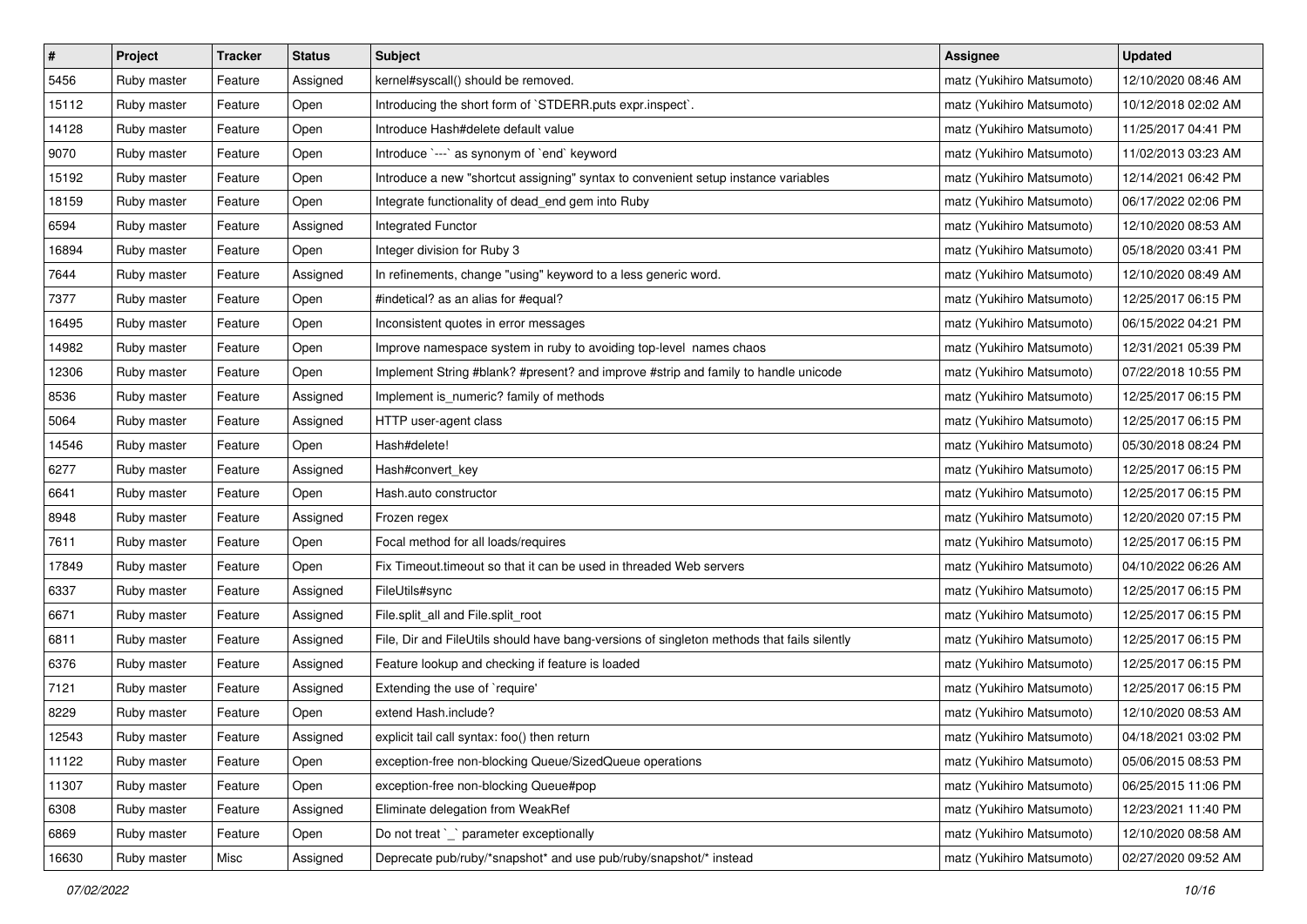| # | Project | Tracker | Status | Subject | Assignee | Updated |
|---|---|---|---|---|---|---|
| 5456 | Ruby master | Feature | Assigned | kernel#syscall() should be removed. | matz (Yukihiro Matsumoto) | 12/10/2020 08:46 AM |
| 15112 | Ruby master | Feature | Open | Introducing the short form of `STDERR.puts expr.inspect`. | matz (Yukihiro Matsumoto) | 10/12/2018 02:02 AM |
| 14128 | Ruby master | Feature | Open | Introduce Hash#delete default value | matz (Yukihiro Matsumoto) | 11/25/2017 04:41 PM |
| 9070 | Ruby master | Feature | Open | Introduce `---` as synonym of `end` keyword | matz (Yukihiro Matsumoto) | 11/02/2013 03:23 AM |
| 15192 | Ruby master | Feature | Open | Introduce a new "shortcut assigning" syntax to convenient setup instance variables | matz (Yukihiro Matsumoto) | 12/14/2021 06:42 PM |
| 18159 | Ruby master | Feature | Open | Integrate functionality of dead_end gem into Ruby | matz (Yukihiro Matsumoto) | 06/17/2022 02:06 PM |
| 6594 | Ruby master | Feature | Assigned | Integrated Functor | matz (Yukihiro Matsumoto) | 12/10/2020 08:53 AM |
| 16894 | Ruby master | Feature | Open | Integer division for Ruby 3 | matz (Yukihiro Matsumoto) | 05/18/2020 03:41 PM |
| 7644 | Ruby master | Feature | Assigned | In refinements, change "using" keyword to a less generic word. | matz (Yukihiro Matsumoto) | 12/10/2020 08:49 AM |
| 7377 | Ruby master | Feature | Open | #indetical? as an alias for #equal? | matz (Yukihiro Matsumoto) | 12/25/2017 06:15 PM |
| 16495 | Ruby master | Feature | Open | Inconsistent quotes in error messages | matz (Yukihiro Matsumoto) | 06/15/2022 04:21 PM |
| 14982 | Ruby master | Feature | Open | Improve namespace system in ruby to avoiding top-level names chaos | matz (Yukihiro Matsumoto) | 12/31/2021 05:39 PM |
| 12306 | Ruby master | Feature | Open | Implement String #blank? #present? and improve #strip and family to handle unicode | matz (Yukihiro Matsumoto) | 07/22/2018 10:55 PM |
| 8536 | Ruby master | Feature | Assigned | Implement is_numeric? family of methods | matz (Yukihiro Matsumoto) | 12/25/2017 06:15 PM |
| 5064 | Ruby master | Feature | Assigned | HTTP user-agent class | matz (Yukihiro Matsumoto) | 12/25/2017 06:15 PM |
| 14546 | Ruby master | Feature | Open | Hash#delete! | matz (Yukihiro Matsumoto) | 05/30/2018 08:24 PM |
| 6277 | Ruby master | Feature | Assigned | Hash#convert_key | matz (Yukihiro Matsumoto) | 12/25/2017 06:15 PM |
| 6641 | Ruby master | Feature | Open | Hash.auto constructor | matz (Yukihiro Matsumoto) | 12/25/2017 06:15 PM |
| 8948 | Ruby master | Feature | Assigned | Frozen regex | matz (Yukihiro Matsumoto) | 12/20/2020 07:15 PM |
| 7611 | Ruby master | Feature | Open | Focal method for all loads/requires | matz (Yukihiro Matsumoto) | 12/25/2017 06:15 PM |
| 17849 | Ruby master | Feature | Open | Fix Timeout.timeout so that it can be used in threaded Web servers | matz (Yukihiro Matsumoto) | 04/10/2022 06:26 AM |
| 6337 | Ruby master | Feature | Assigned | FileUtils#sync | matz (Yukihiro Matsumoto) | 12/25/2017 06:15 PM |
| 6671 | Ruby master | Feature | Assigned | File.split_all and File.split_root | matz (Yukihiro Matsumoto) | 12/25/2017 06:15 PM |
| 6811 | Ruby master | Feature | Assigned | File, Dir and FileUtils should have bang-versions of singleton methods that fails silently | matz (Yukihiro Matsumoto) | 12/25/2017 06:15 PM |
| 6376 | Ruby master | Feature | Assigned | Feature lookup and checking if feature is loaded | matz (Yukihiro Matsumoto) | 12/25/2017 06:15 PM |
| 7121 | Ruby master | Feature | Assigned | Extending the use of `require' | matz (Yukihiro Matsumoto) | 12/25/2017 06:15 PM |
| 8229 | Ruby master | Feature | Open | extend Hash.include? | matz (Yukihiro Matsumoto) | 12/10/2020 08:53 AM |
| 12543 | Ruby master | Feature | Assigned | explicit tail call syntax: foo() then return | matz (Yukihiro Matsumoto) | 04/18/2021 03:02 PM |
| 11122 | Ruby master | Feature | Open | exception-free non-blocking Queue/SizedQueue operations | matz (Yukihiro Matsumoto) | 05/06/2015 08:53 PM |
| 11307 | Ruby master | Feature | Open | exception-free non-blocking Queue#pop | matz (Yukihiro Matsumoto) | 06/25/2015 11:06 PM |
| 6308 | Ruby master | Feature | Assigned | Eliminate delegation from WeakRef | matz (Yukihiro Matsumoto) | 12/23/2021 11:40 PM |
| 6869 | Ruby master | Feature | Open | Do not treat `_` parameter exceptionally | matz (Yukihiro Matsumoto) | 12/10/2020 08:58 AM |
| 16630 | Ruby master | Misc | Assigned | Deprecate pub/ruby/*snapshot* and use pub/ruby/snapshot/* instead | matz (Yukihiro Matsumoto) | 02/27/2020 09:52 AM |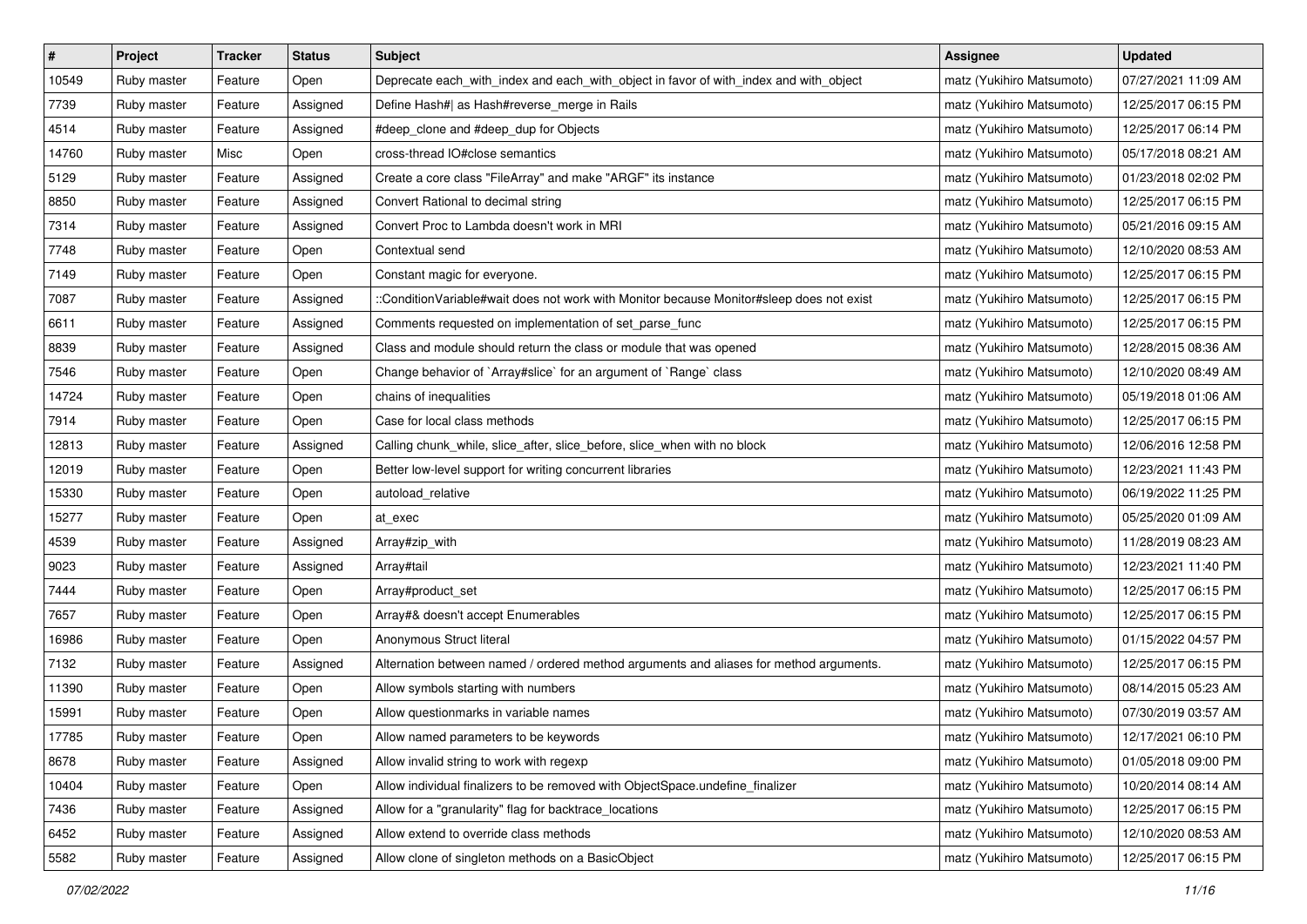| # | Project | Tracker | Status | Subject | Assignee | Updated |
|---|---|---|---|---|---|---|
| 10549 | Ruby master | Feature | Open | Deprecate each_with_index and each_with_object in favor of with_index and with_object | matz (Yukihiro Matsumoto) | 07/27/2021 11:09 AM |
| 7739 | Ruby master | Feature | Assigned | Define Hash#| as Hash#reverse_merge in Rails | matz (Yukihiro Matsumoto) | 12/25/2017 06:15 PM |
| 4514 | Ruby master | Feature | Assigned | #deep_clone and #deep_dup for Objects | matz (Yukihiro Matsumoto) | 12/25/2017 06:14 PM |
| 14760 | Ruby master | Misc | Open | cross-thread IO#close semantics | matz (Yukihiro Matsumoto) | 05/17/2018 08:21 AM |
| 5129 | Ruby master | Feature | Assigned | Create a core class "FileArray" and make "ARGF" its instance | matz (Yukihiro Matsumoto) | 01/23/2018 02:02 PM |
| 8850 | Ruby master | Feature | Assigned | Convert Rational to decimal string | matz (Yukihiro Matsumoto) | 12/25/2017 06:15 PM |
| 7314 | Ruby master | Feature | Assigned | Convert Proc to Lambda doesn't work in MRI | matz (Yukihiro Matsumoto) | 05/21/2016 09:15 AM |
| 7748 | Ruby master | Feature | Open | Contextual send | matz (Yukihiro Matsumoto) | 12/10/2020 08:53 AM |
| 7149 | Ruby master | Feature | Open | Constant magic for everyone. | matz (Yukihiro Matsumoto) | 12/25/2017 06:15 PM |
| 7087 | Ruby master | Feature | Assigned | ::ConditionVariable#wait does not work with Monitor because Monitor#sleep does not exist | matz (Yukihiro Matsumoto) | 12/25/2017 06:15 PM |
| 6611 | Ruby master | Feature | Assigned | Comments requested on implementation of set_parse_func | matz (Yukihiro Matsumoto) | 12/25/2017 06:15 PM |
| 8839 | Ruby master | Feature | Assigned | Class and module should return the class or module that was opened | matz (Yukihiro Matsumoto) | 12/28/2015 08:36 AM |
| 7546 | Ruby master | Feature | Open | Change behavior of `Array#slice` for an argument of `Range` class | matz (Yukihiro Matsumoto) | 12/10/2020 08:49 AM |
| 14724 | Ruby master | Feature | Open | chains of inequalities | matz (Yukihiro Matsumoto) | 05/19/2018 01:06 AM |
| 7914 | Ruby master | Feature | Open | Case for local class methods | matz (Yukihiro Matsumoto) | 12/25/2017 06:15 PM |
| 12813 | Ruby master | Feature | Assigned | Calling chunk_while, slice_after, slice_before, slice_when with no block | matz (Yukihiro Matsumoto) | 12/06/2016 12:58 PM |
| 12019 | Ruby master | Feature | Open | Better low-level support for writing concurrent libraries | matz (Yukihiro Matsumoto) | 12/23/2021 11:43 PM |
| 15330 | Ruby master | Feature | Open | autoload_relative | matz (Yukihiro Matsumoto) | 06/19/2022 11:25 PM |
| 15277 | Ruby master | Feature | Open | at_exec | matz (Yukihiro Matsumoto) | 05/25/2020 01:09 AM |
| 4539 | Ruby master | Feature | Assigned | Array#zip_with | matz (Yukihiro Matsumoto) | 11/28/2019 08:23 AM |
| 9023 | Ruby master | Feature | Assigned | Array#tail | matz (Yukihiro Matsumoto) | 12/23/2021 11:40 PM |
| 7444 | Ruby master | Feature | Open | Array#product_set | matz (Yukihiro Matsumoto) | 12/25/2017 06:15 PM |
| 7657 | Ruby master | Feature | Open | Array#& doesn't accept Enumerables | matz (Yukihiro Matsumoto) | 12/25/2017 06:15 PM |
| 16986 | Ruby master | Feature | Open | Anonymous Struct literal | matz (Yukihiro Matsumoto) | 01/15/2022 04:57 PM |
| 7132 | Ruby master | Feature | Assigned | Alternation between named / ordered method arguments and aliases for method arguments. | matz (Yukihiro Matsumoto) | 12/25/2017 06:15 PM |
| 11390 | Ruby master | Feature | Open | Allow symbols starting with numbers | matz (Yukihiro Matsumoto) | 08/14/2015 05:23 AM |
| 15991 | Ruby master | Feature | Open | Allow questionmarks in variable names | matz (Yukihiro Matsumoto) | 07/30/2019 03:57 AM |
| 17785 | Ruby master | Feature | Open | Allow named parameters to be keywords | matz (Yukihiro Matsumoto) | 12/17/2021 06:10 PM |
| 8678 | Ruby master | Feature | Assigned | Allow invalid string to work with regexp | matz (Yukihiro Matsumoto) | 01/05/2018 09:00 PM |
| 10404 | Ruby master | Feature | Open | Allow individual finalizers to be removed with ObjectSpace.undefine_finalizer | matz (Yukihiro Matsumoto) | 10/20/2014 08:14 AM |
| 7436 | Ruby master | Feature | Assigned | Allow for a "granularity" flag for backtrace_locations | matz (Yukihiro Matsumoto) | 12/25/2017 06:15 PM |
| 6452 | Ruby master | Feature | Assigned | Allow extend to override class methods | matz (Yukihiro Matsumoto) | 12/10/2020 08:53 AM |
| 5582 | Ruby master | Feature | Assigned | Allow clone of singleton methods on a BasicObject | matz (Yukihiro Matsumoto) | 12/25/2017 06:15 PM |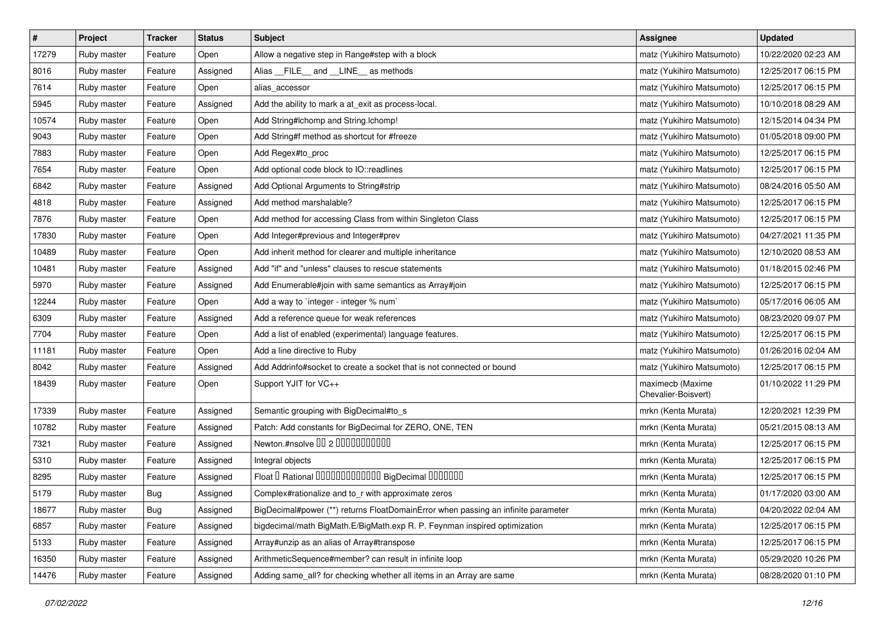| # | Project | Tracker | Status | Subject | Assignee | Updated |
|---|---|---|---|---|---|---|
| 17279 | Ruby master | Feature | Open | Allow a negative step in Range#step with a block | matz (Yukihiro Matsumoto) | 10/22/2020 02:23 AM |
| 8016 | Ruby master | Feature | Assigned | Alias __FILE__ and __LINE__ as methods | matz (Yukihiro Matsumoto) | 12/25/2017 06:15 PM |
| 7614 | Ruby master | Feature | Open | alias_accessor | matz (Yukihiro Matsumoto) | 12/25/2017 06:15 PM |
| 5945 | Ruby master | Feature | Assigned | Add the ability to mark a at_exit as process-local. | matz (Yukihiro Matsumoto) | 10/10/2018 08:29 AM |
| 10574 | Ruby master | Feature | Open | Add String#lchomp and String.lchomp! | matz (Yukihiro Matsumoto) | 12/15/2014 04:34 PM |
| 9043 | Ruby master | Feature | Open | Add String#f method as shortcut for #freeze | matz (Yukihiro Matsumoto) | 01/05/2018 09:00 PM |
| 7883 | Ruby master | Feature | Open | Add Regex#to_proc | matz (Yukihiro Matsumoto) | 12/25/2017 06:15 PM |
| 7654 | Ruby master | Feature | Open | Add optional code block to IO::readlines | matz (Yukihiro Matsumoto) | 12/25/2017 06:15 PM |
| 6842 | Ruby master | Feature | Assigned | Add Optional Arguments to String#strip | matz (Yukihiro Matsumoto) | 08/24/2016 05:50 AM |
| 4818 | Ruby master | Feature | Assigned | Add method marshalable? | matz (Yukihiro Matsumoto) | 12/25/2017 06:15 PM |
| 7876 | Ruby master | Feature | Open | Add method for accessing Class from within Singleton Class | matz (Yukihiro Matsumoto) | 12/25/2017 06:15 PM |
| 17830 | Ruby master | Feature | Open | Add Integer#previous and Integer#prev | matz (Yukihiro Matsumoto) | 04/27/2021 11:35 PM |
| 10489 | Ruby master | Feature | Open | Add inherit method for clearer and multiple inheritance | matz (Yukihiro Matsumoto) | 12/10/2020 08:53 AM |
| 10481 | Ruby master | Feature | Assigned | Add "if" and "unless" clauses to rescue statements | matz (Yukihiro Matsumoto) | 01/18/2015 02:46 PM |
| 5970 | Ruby master | Feature | Assigned | Add Enumerable#join with same semantics as Array#join | matz (Yukihiro Matsumoto) | 12/25/2017 06:15 PM |
| 12244 | Ruby master | Feature | Open | Add a way to `integer - integer % num` | matz (Yukihiro Matsumoto) | 05/17/2016 06:05 AM |
| 6309 | Ruby master | Feature | Assigned | Add a reference queue for weak references | matz (Yukihiro Matsumoto) | 08/23/2020 09:07 PM |
| 7704 | Ruby master | Feature | Open | Add a list of enabled (experimental) language features. | matz (Yukihiro Matsumoto) | 12/25/2017 06:15 PM |
| 11181 | Ruby master | Feature | Open | Add a line directive to Ruby | matz (Yukihiro Matsumoto) | 01/26/2016 02:04 AM |
| 8042 | Ruby master | Feature | Assigned | Add Addrinfo#socket to create a socket that is not connected or bound | matz (Yukihiro Matsumoto) | 12/25/2017 06:15 PM |
| 18439 | Ruby master | Feature | Open | Support YJIT for VC++ | maximecb (Maxime Chevalier-Boisvert) | 01/10/2022 11:29 PM |
| 17339 | Ruby master | Feature | Assigned | Semantic grouping with BigDecimal#to_s | mrkn (Kenta Murata) | 12/20/2021 12:39 PM |
| 10782 | Ruby master | Feature | Assigned | Patch: Add constants for BigDecimal for ZERO, ONE, TEN | mrkn (Kenta Murata) | 05/21/2015 08:13 AM |
| 7321 | Ruby master | Feature | Assigned | Newton.#nsolve ?? 2 ??????????? | mrkn (Kenta Murata) | 12/25/2017 06:15 PM |
| 5310 | Ruby master | Feature | Assigned | Integral objects | mrkn (Kenta Murata) | 12/25/2017 06:15 PM |
| 8295 | Ruby master | Feature | Assigned | Float ? Rational ????????????? BigDecimal ??????? | mrkn (Kenta Murata) | 12/25/2017 06:15 PM |
| 5179 | Ruby master | Bug | Assigned | Complex#rationalize and to_r with approximate zeros | mrkn (Kenta Murata) | 01/17/2020 03:00 AM |
| 18677 | Ruby master | Bug | Assigned | BigDecimal#power (**) returns FloatDomainError when passing an infinite parameter | mrkn (Kenta Murata) | 04/20/2022 02:04 AM |
| 6857 | Ruby master | Feature | Assigned | bigdecimal/math BigMath.E/BigMath.exp R. P. Feynman inspired optimization | mrkn (Kenta Murata) | 12/25/2017 06:15 PM |
| 5133 | Ruby master | Feature | Assigned | Array#unzip as an alias of Array#transpose | mrkn (Kenta Murata) | 12/25/2017 06:15 PM |
| 16350 | Ruby master | Feature | Assigned | ArithmeticSequence#member? can result in infinite loop | mrkn (Kenta Murata) | 05/29/2020 10:26 PM |
| 14476 | Ruby master | Feature | Assigned | Adding same_all? for checking whether all items in an Array are same | mrkn (Kenta Murata) | 08/28/2020 01:10 PM |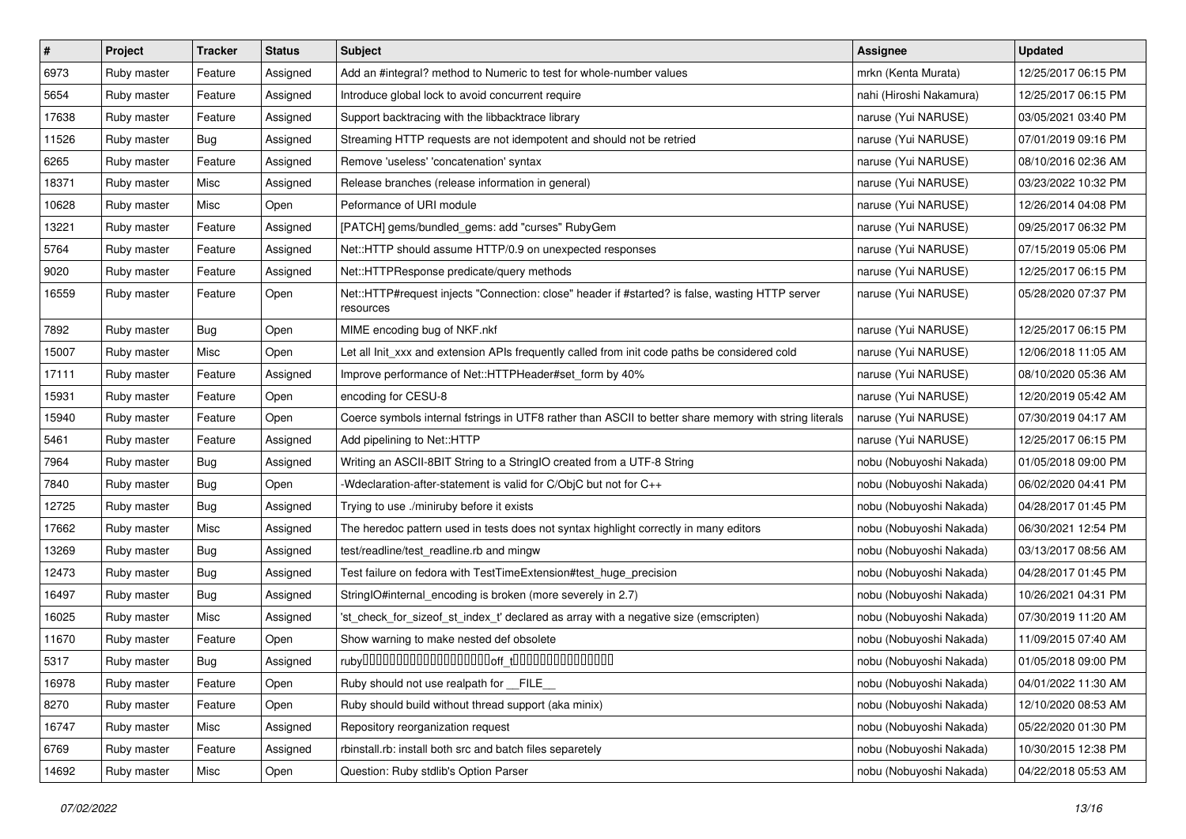| # | Project | Tracker | Status | Subject | Assignee | Updated |
|---|---|---|---|---|---|---|
| 6973 | Ruby master | Feature | Assigned | Add an #integral? method to Numeric to test for whole-number values | mrkn (Kenta Murata) | 12/25/2017 06:15 PM |
| 5654 | Ruby master | Feature | Assigned | Introduce global lock to avoid concurrent require | nahi (Hiroshi Nakamura) | 12/25/2017 06:15 PM |
| 17638 | Ruby master | Feature | Assigned | Support backtracing with the libbacktrace library | naruse (Yui NARUSE) | 03/05/2021 03:40 PM |
| 11526 | Ruby master | Bug | Assigned | Streaming HTTP requests are not idempotent and should not be retried | naruse (Yui NARUSE) | 07/01/2019 09:16 PM |
| 6265 | Ruby master | Feature | Assigned | Remove 'useless' 'concatenation' syntax | naruse (Yui NARUSE) | 08/10/2016 02:36 AM |
| 18371 | Ruby master | Misc | Assigned | Release branches (release information in general) | naruse (Yui NARUSE) | 03/23/2022 10:32 PM |
| 10628 | Ruby master | Misc | Open | Peformance of URI module | naruse (Yui NARUSE) | 12/26/2014 04:08 PM |
| 13221 | Ruby master | Feature | Assigned | [PATCH] gems/bundled_gems: add "curses" RubyGem | naruse (Yui NARUSE) | 09/25/2017 06:32 PM |
| 5764 | Ruby master | Feature | Assigned | Net::HTTP should assume HTTP/0.9 on unexpected responses | naruse (Yui NARUSE) | 07/15/2019 05:06 PM |
| 9020 | Ruby master | Feature | Assigned | Net::HTTPResponse predicate/query methods | naruse (Yui NARUSE) | 12/25/2017 06:15 PM |
| 16559 | Ruby master | Feature | Open | Net::HTTP#request injects "Connection: close" header if #started? is false, wasting HTTP server resources | naruse (Yui NARUSE) | 05/28/2020 07:37 PM |
| 7892 | Ruby master | Bug | Open | MIME encoding bug of NKF.nkf | naruse (Yui NARUSE) | 12/25/2017 06:15 PM |
| 15007 | Ruby master | Misc | Open | Let all Init_xxx and extension APIs frequently called from init code paths be considered cold | naruse (Yui NARUSE) | 12/06/2018 11:05 AM |
| 17111 | Ruby master | Feature | Assigned | Improve performance of Net::HTTPHeader#set_form by 40% | naruse (Yui NARUSE) | 08/10/2020 05:36 AM |
| 15931 | Ruby master | Feature | Open | encoding for CESU-8 | naruse (Yui NARUSE) | 12/20/2019 05:42 AM |
| 15940 | Ruby master | Feature | Open | Coerce symbols internal fstrings in UTF8 rather than ASCII to better share memory with string literals | naruse (Yui NARUSE) | 07/30/2019 04:17 AM |
| 5461 | Ruby master | Feature | Assigned | Add pipelining to Net::HTTP | naruse (Yui NARUSE) | 12/25/2017 06:15 PM |
| 7964 | Ruby master | Bug | Assigned | Writing an ASCII-8BIT String to a StringIO created from a UTF-8 String | nobu (Nobuyoshi Nakada) | 01/05/2018 09:00 PM |
| 7840 | Ruby master | Bug | Open | -Wdeclaration-after-statement is valid for C/ObjC but not for C++ | nobu (Nobuyoshi Nakada) | 06/02/2020 04:41 PM |
| 12725 | Ruby master | Bug | Assigned | Trying to use ./miniruby before it exists | nobu (Nobuyoshi Nakada) | 04/28/2017 01:45 PM |
| 17662 | Ruby master | Misc | Assigned | The heredoc pattern used in tests does not syntax highlight correctly in many editors | nobu (Nobuyoshi Nakada) | 06/30/2021 12:54 PM |
| 13269 | Ruby master | Bug | Assigned | test/readline/test_readline.rb and mingw | nobu (Nobuyoshi Nakada) | 03/13/2017 08:56 AM |
| 12473 | Ruby master | Bug | Assigned | Test failure on fedora with TestTimeExtension#test_huge_precision | nobu (Nobuyoshi Nakada) | 04/28/2017 01:45 PM |
| 16497 | Ruby master | Bug | Assigned | StringIO#internal_encoding is broken (more severely in 2.7) | nobu (Nobuyoshi Nakada) | 10/26/2021 04:31 PM |
| 16025 | Ruby master | Misc | Assigned | 'st_check_for_sizeof_st_index_t' declared as array with a negative size (emscripten) | nobu (Nobuyoshi Nakada) | 07/30/2019 11:20 AM |
| 11670 | Ruby master | Feature | Open | Show warning to make nested def obsolete | nobu (Nobuyoshi Nakada) | 11/09/2015 07:40 AM |
| 5317 | Ruby master | Bug | Assigned | ruby□□□□□□□□□□□□□□□□□□□□off_t□□□□□□□□□□□□□□□□ | nobu (Nobuyoshi Nakada) | 01/05/2018 09:00 PM |
| 16978 | Ruby master | Feature | Open | Ruby should not use realpath for __FILE__ | nobu (Nobuyoshi Nakada) | 04/01/2022 11:30 AM |
| 8270 | Ruby master | Feature | Open | Ruby should build without thread support (aka minix) | nobu (Nobuyoshi Nakada) | 12/10/2020 08:53 AM |
| 16747 | Ruby master | Misc | Assigned | Repository reorganization request | nobu (Nobuyoshi Nakada) | 05/22/2020 01:30 PM |
| 6769 | Ruby master | Feature | Assigned | rbinstall.rb: install both src and batch files separetely | nobu (Nobuyoshi Nakada) | 10/30/2015 12:38 PM |
| 14692 | Ruby master | Misc | Open | Question: Ruby stdlib's Option Parser | nobu (Nobuyoshi Nakada) | 04/22/2018 05:53 AM |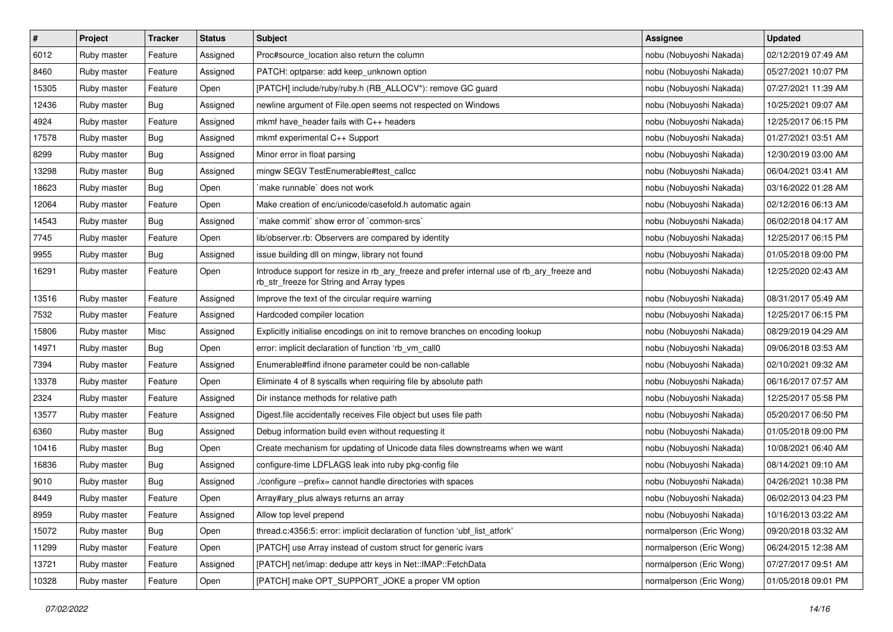| # | Project | Tracker | Status | Subject | Assignee | Updated |
|---|---|---|---|---|---|---|
| 6012 | Ruby master | Feature | Assigned | Proc#source_location also return the column | nobu (Nobuyoshi Nakada) | 02/12/2019 07:49 AM |
| 8460 | Ruby master | Feature | Assigned | PATCH: optparse: add keep_unknown option | nobu (Nobuyoshi Nakada) | 05/27/2021 10:07 PM |
| 15305 | Ruby master | Feature | Open | [PATCH] include/ruby/ruby.h (RB_ALLOCV*): remove GC guard | nobu (Nobuyoshi Nakada) | 07/27/2021 11:39 AM |
| 12436 | Ruby master | Bug | Assigned | newline argument of File.open seems not respected on Windows | nobu (Nobuyoshi Nakada) | 10/25/2021 09:07 AM |
| 4924 | Ruby master | Feature | Assigned | mkmf have_header fails with C++ headers | nobu (Nobuyoshi Nakada) | 12/25/2017 06:15 PM |
| 17578 | Ruby master | Bug | Assigned | mkmf experimental C++ Support | nobu (Nobuyoshi Nakada) | 01/27/2021 03:51 AM |
| 8299 | Ruby master | Bug | Assigned | Minor error in float parsing | nobu (Nobuyoshi Nakada) | 12/30/2019 03:00 AM |
| 13298 | Ruby master | Bug | Assigned | mingw SEGV TestEnumerable#test_callcc | nobu (Nobuyoshi Nakada) | 06/04/2021 03:41 AM |
| 18623 | Ruby master | Bug | Open | `make runnable` does not work | nobu (Nobuyoshi Nakada) | 03/16/2022 01:28 AM |
| 12064 | Ruby master | Feature | Open | Make creation of enc/unicode/casefold.h automatic again | nobu (Nobuyoshi Nakada) | 02/12/2016 06:13 AM |
| 14543 | Ruby master | Bug | Assigned | `make commit` show error of `common-srcs` | nobu (Nobuyoshi Nakada) | 06/02/2018 04:17 AM |
| 7745 | Ruby master | Feature | Open | lib/observer.rb: Observers are compared by identity | nobu (Nobuyoshi Nakada) | 12/25/2017 06:15 PM |
| 9955 | Ruby master | Bug | Assigned | issue building dll on mingw, library not found | nobu (Nobuyoshi Nakada) | 01/05/2018 09:00 PM |
| 16291 | Ruby master | Feature | Open | Introduce support for resize in rb_ary_freeze and prefer internal use of rb_ary_freeze and rb_str_freeze for String and Array types | nobu (Nobuyoshi Nakada) | 12/25/2020 02:43 AM |
| 13516 | Ruby master | Feature | Assigned | Improve the text of the circular require warning | nobu (Nobuyoshi Nakada) | 08/31/2017 05:49 AM |
| 7532 | Ruby master | Feature | Assigned | Hardcoded compiler location | nobu (Nobuyoshi Nakada) | 12/25/2017 06:15 PM |
| 15806 | Ruby master | Misc | Assigned | Explicitly initialise encodings on init to remove branches on encoding lookup | nobu (Nobuyoshi Nakada) | 08/29/2019 04:29 AM |
| 14971 | Ruby master | Bug | Open | error: implicit declaration of function 'rb_vm_call0 | nobu (Nobuyoshi Nakada) | 09/06/2018 03:53 AM |
| 7394 | Ruby master | Feature | Assigned | Enumerable#find ifnone parameter could be non-callable | nobu (Nobuyoshi Nakada) | 02/10/2021 09:32 AM |
| 13378 | Ruby master | Feature | Open | Eliminate 4 of 8 syscalls when requiring file by absolute path | nobu (Nobuyoshi Nakada) | 06/16/2017 07:57 AM |
| 2324 | Ruby master | Feature | Assigned | Dir instance methods for relative path | nobu (Nobuyoshi Nakada) | 12/25/2017 05:58 PM |
| 13577 | Ruby master | Feature | Assigned | Digest.file accidentally receives File object but uses file path | nobu (Nobuyoshi Nakada) | 05/20/2017 06:50 PM |
| 6360 | Ruby master | Bug | Assigned | Debug information build even without requesting it | nobu (Nobuyoshi Nakada) | 01/05/2018 09:00 PM |
| 10416 | Ruby master | Bug | Open | Create mechanism for updating of Unicode data files downstreams when we want | nobu (Nobuyoshi Nakada) | 10/08/2021 06:40 AM |
| 16836 | Ruby master | Bug | Assigned | configure-time LDFLAGS leak into ruby pkg-config file | nobu (Nobuyoshi Nakada) | 08/14/2021 09:10 AM |
| 9010 | Ruby master | Bug | Assigned | ./configure --prefix= cannot handle directories with spaces | nobu (Nobuyoshi Nakada) | 04/26/2021 10:38 PM |
| 8449 | Ruby master | Feature | Open | Array#ary_plus always returns an array | nobu (Nobuyoshi Nakada) | 06/02/2013 04:23 PM |
| 8959 | Ruby master | Feature | Assigned | Allow top level prepend | nobu (Nobuyoshi Nakada) | 10/16/2013 03:22 AM |
| 15072 | Ruby master | Bug | Open | thread.c:4356:5: error: implicit declaration of function 'ubf_list_atfork' | normalperson (Eric Wong) | 09/20/2018 03:32 AM |
| 11299 | Ruby master | Feature | Open | [PATCH] use Array instead of custom struct for generic ivars | normalperson (Eric Wong) | 06/24/2015 12:38 AM |
| 13721 | Ruby master | Feature | Assigned | [PATCH] net/imap: dedupe attr keys in Net::IMAP::FetchData | normalperson (Eric Wong) | 07/27/2017 09:51 AM |
| 10328 | Ruby master | Feature | Open | [PATCH] make OPT_SUPPORT_JOKE a proper VM option | normalperson (Eric Wong) | 01/05/2018 09:01 PM |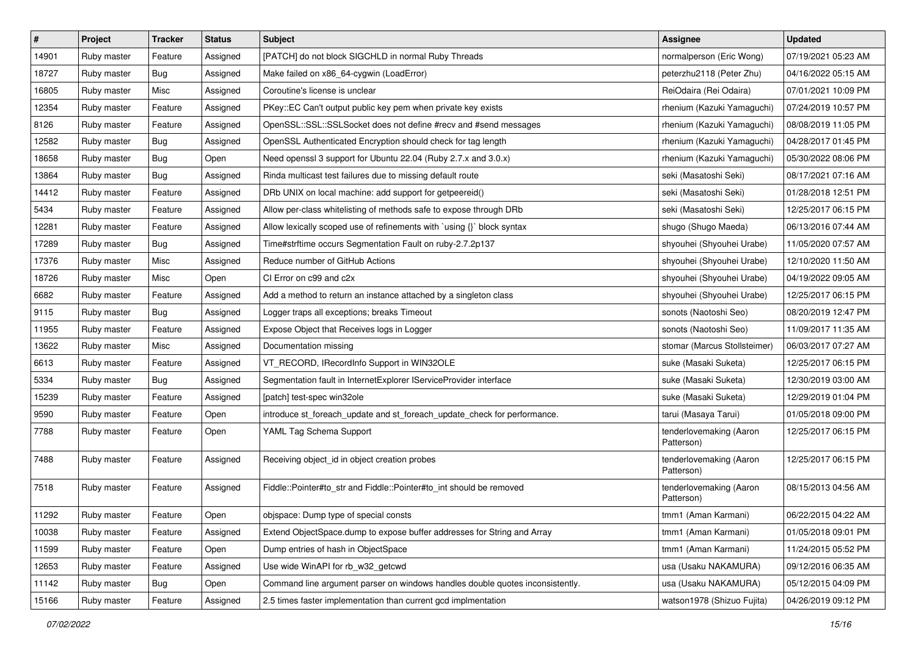| # | Project | Tracker | Status | Subject | Assignee | Updated |
|---|---|---|---|---|---|---|
| 14901 | Ruby master | Feature | Assigned | [PATCH] do not block SIGCHLD in normal Ruby Threads | normalperson (Eric Wong) | 07/19/2021 05:23 AM |
| 18727 | Ruby master | Bug | Assigned | Make failed on x86_64-cygwin (LoadError) | peterzhu2118 (Peter Zhu) | 04/16/2022 05:15 AM |
| 16805 | Ruby master | Misc | Assigned | Coroutine's license is unclear | ReiOdaira (Rei Odaira) | 07/01/2021 10:09 PM |
| 12354 | Ruby master | Feature | Assigned | PKey::EC Can't output public key pem when private key exists | rhenium (Kazuki Yamaguchi) | 07/24/2019 10:57 PM |
| 8126 | Ruby master | Feature | Assigned | OpenSSL::SSL::SSLSocket does not define #recv and #send messages | rhenium (Kazuki Yamaguchi) | 08/08/2019 11:05 PM |
| 12582 | Ruby master | Bug | Assigned | OpenSSL Authenticated Encryption should check for tag length | rhenium (Kazuki Yamaguchi) | 04/28/2017 01:45 PM |
| 18658 | Ruby master | Bug | Open | Need openssl 3 support for Ubuntu 22.04 (Ruby 2.7.x and 3.0.x) | rhenium (Kazuki Yamaguchi) | 05/30/2022 08:06 PM |
| 13864 | Ruby master | Bug | Assigned | Rinda multicast test failures due to missing default route | seki (Masatoshi Seki) | 08/17/2021 07:16 AM |
| 14412 | Ruby master | Feature | Assigned | DRb UNIX on local machine: add support for getpeereid() | seki (Masatoshi Seki) | 01/28/2018 12:51 PM |
| 5434 | Ruby master | Feature | Assigned | Allow per-class whitelisting of methods safe to expose through DRb | seki (Masatoshi Seki) | 12/25/2017 06:15 PM |
| 12281 | Ruby master | Feature | Assigned | Allow lexically scoped use of refinements with `using {}` block syntax | shugo (Shugo Maeda) | 06/13/2016 07:44 AM |
| 17289 | Ruby master | Bug | Assigned | Time#strftime occurs Segmentation Fault on ruby-2.7.2p137 | shyouhei (Shyouhei Urabe) | 11/05/2020 07:57 AM |
| 17376 | Ruby master | Misc | Assigned | Reduce number of GitHub Actions | shyouhei (Shyouhei Urabe) | 12/10/2020 11:50 AM |
| 18726 | Ruby master | Misc | Open | CI Error on c99 and c2x | shyouhei (Shyouhei Urabe) | 04/19/2022 09:05 AM |
| 6682 | Ruby master | Feature | Assigned | Add a method to return an instance attached by a singleton class | shyouhei (Shyouhei Urabe) | 12/25/2017 06:15 PM |
| 9115 | Ruby master | Bug | Assigned | Logger traps all exceptions; breaks Timeout | sonots (Naotoshi Seo) | 08/20/2019 12:47 PM |
| 11955 | Ruby master | Feature | Assigned | Expose Object that Receives logs in Logger | sonots (Naotoshi Seo) | 11/09/2017 11:35 AM |
| 13622 | Ruby master | Misc | Assigned | Documentation missing | stomar (Marcus Stollsteimer) | 06/03/2017 07:27 AM |
| 6613 | Ruby master | Feature | Assigned | VT_RECORD, IRecordInfo Support in WIN32OLE | suke (Masaki Suketa) | 12/25/2017 06:15 PM |
| 5334 | Ruby master | Bug | Assigned | Segmentation fault in InternetExplorer IServiceProvider interface | suke (Masaki Suketa) | 12/30/2019 03:00 AM |
| 15239 | Ruby master | Feature | Assigned | [patch] test-spec win32ole | suke (Masaki Suketa) | 12/29/2019 01:04 PM |
| 9590 | Ruby master | Feature | Open | introduce st_foreach_update and st_foreach_update_check for performance. | tarui (Masaya Tarui) | 01/05/2018 09:00 PM |
| 7788 | Ruby master | Feature | Open | YAML Tag Schema Support | tenderlovemaking (Aaron Patterson) | 12/25/2017 06:15 PM |
| 7488 | Ruby master | Feature | Assigned | Receiving object_id in object creation probes | tenderlovemaking (Aaron Patterson) | 12/25/2017 06:15 PM |
| 7518 | Ruby master | Feature | Assigned | Fiddle::Pointer#to_str and Fiddle::Pointer#to_int should be removed | tenderlovemaking (Aaron Patterson) | 08/15/2013 04:56 AM |
| 11292 | Ruby master | Feature | Open | objspace: Dump type of special consts | tmm1 (Aman Karmani) | 06/22/2015 04:22 AM |
| 10038 | Ruby master | Feature | Assigned | Extend ObjectSpace.dump to expose buffer addresses for String and Array | tmm1 (Aman Karmani) | 01/05/2018 09:01 PM |
| 11599 | Ruby master | Feature | Open | Dump entries of hash in ObjectSpace | tmm1 (Aman Karmani) | 11/24/2015 05:52 PM |
| 12653 | Ruby master | Feature | Assigned | Use wide WinAPI for rb_w32_getcwd | usa (Usaku NAKAMURA) | 09/12/2016 06:35 AM |
| 11142 | Ruby master | Bug | Open | Command line argument parser on windows handles double quotes inconsistently. | usa (Usaku NAKAMURA) | 05/12/2015 04:09 PM |
| 15166 | Ruby master | Feature | Assigned | 2.5 times faster implementation than current gcd implmentation | watson1978 (Shizuo Fujita) | 04/26/2019 09:12 PM |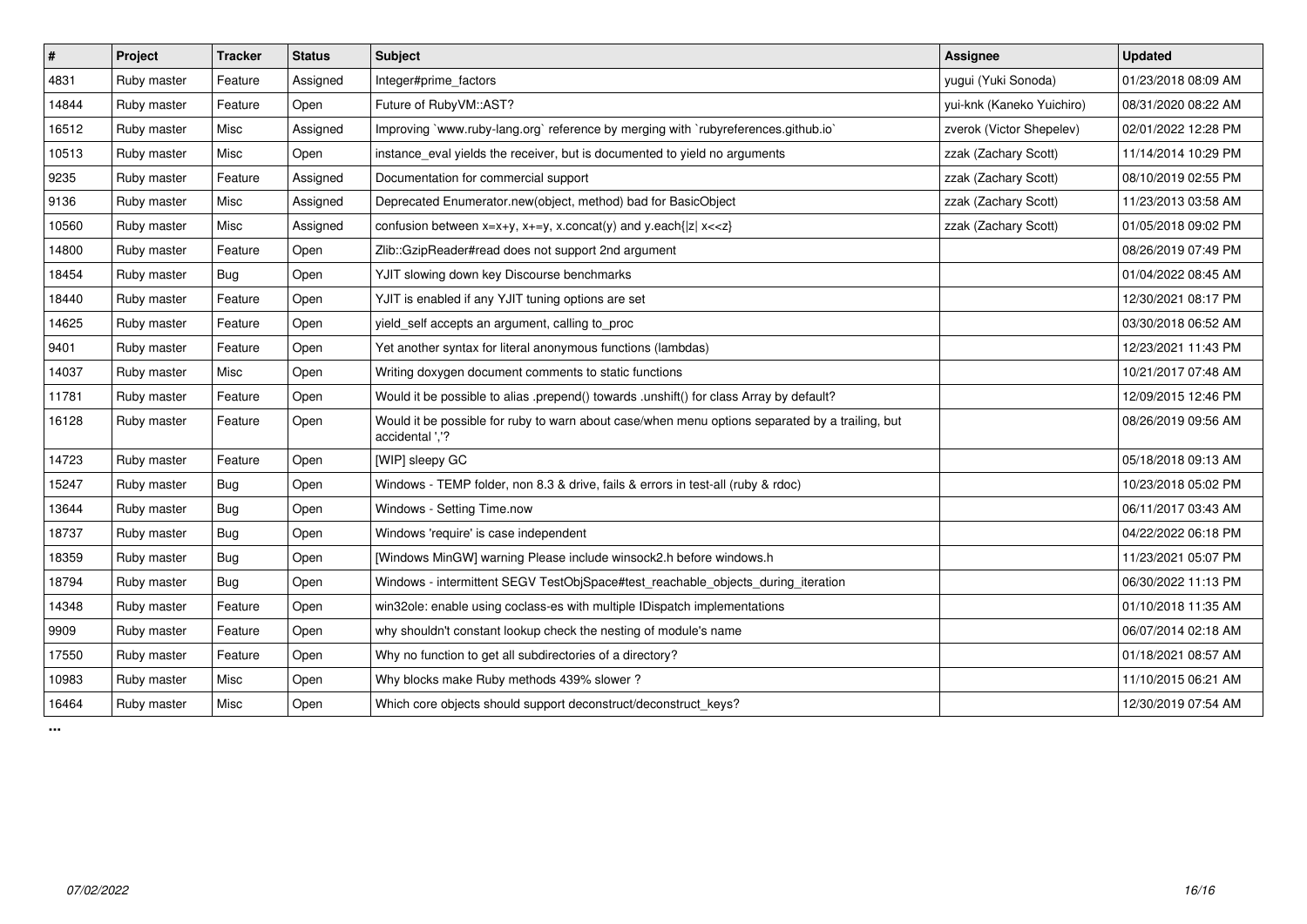| # | Project | Tracker | Status | Subject | Assignee | Updated |
|---|---|---|---|---|---|---|
| 4831 | Ruby master | Feature | Assigned | Integer#prime_factors | yugui (Yuki Sonoda) | 01/23/2018 08:09 AM |
| 14844 | Ruby master | Feature | Open | Future of RubyVM::AST? | yui-knk (Kaneko Yuichiro) | 08/31/2020 08:22 AM |
| 16512 | Ruby master | Misc | Assigned | Improving `www.ruby-lang.org` reference by merging with `rubyreferences.github.io` | zverok (Victor Shepelev) | 02/01/2022 12:28 PM |
| 10513 | Ruby master | Misc | Open | instance_eval yields the receiver, but is documented to yield no arguments | zzak (Zachary Scott) | 11/14/2014 10:29 PM |
| 9235 | Ruby master | Feature | Assigned | Documentation for commercial support | zzak (Zachary Scott) | 08/10/2019 02:55 PM |
| 9136 | Ruby master | Misc | Assigned | Deprecated Enumerator.new(object, method) bad for BasicObject | zzak (Zachary Scott) | 11/23/2013 03:58 AM |
| 10560 | Ruby master | Misc | Assigned | confusion between x=x+y, x+=y, x.concat(y) and y.each{\|z\| x<<z} | zzak (Zachary Scott) | 01/05/2018 09:02 PM |
| 14800 | Ruby master | Feature | Open | Zlib::GzipReader#read does not support 2nd argument | | 08/26/2019 07:49 PM |
| 18454 | Ruby master | Bug | Open | YJIT slowing down key Discourse benchmarks | | 01/04/2022 08:45 AM |
| 18440 | Ruby master | Feature | Open | YJIT is enabled if any YJIT tuning options are set | | 12/30/2021 08:17 PM |
| 14625 | Ruby master | Feature | Open | yield_self accepts an argument, calling to_proc | | 03/30/2018 06:52 AM |
| 9401 | Ruby master | Feature | Open | Yet another syntax for literal anonymous functions (lambdas) | | 12/23/2021 11:43 PM |
| 14037 | Ruby master | Misc | Open | Writing doxygen document comments to static functions | | 10/21/2017 07:48 AM |
| 11781 | Ruby master | Feature | Open | Would it be possible to alias .prepend() towards .unshift() for class Array by default? | | 12/09/2015 12:46 PM |
| 16128 | Ruby master | Feature | Open | Would it be possible for ruby to warn about case/when menu options separated by a trailing, but accidental ','? | | 08/26/2019 09:56 AM |
| 14723 | Ruby master | Feature | Open | [WIP] sleepy GC | | 05/18/2018 09:13 AM |
| 15247 | Ruby master | Bug | Open | Windows - TEMP folder, non 8.3 & drive, fails & errors in test-all (ruby & rdoc) | | 10/23/2018 05:02 PM |
| 13644 | Ruby master | Bug | Open | Windows - Setting Time.now | | 06/11/2017 03:43 AM |
| 18737 | Ruby master | Bug | Open | Windows 'require' is case independent | | 04/22/2022 06:18 PM |
| 18359 | Ruby master | Bug | Open | [Windows MinGW] warning Please include winsock2.h before windows.h | | 11/23/2021 05:07 PM |
| 18794 | Ruby master | Bug | Open | Windows - intermittent SEGV TestObjSpace#test_reachable_objects_during_iteration | | 06/30/2022 11:13 PM |
| 14348 | Ruby master | Feature | Open | win32ole: enable using coclass-es with multiple IDispatch implementations | | 01/10/2018 11:35 AM |
| 9909 | Ruby master | Feature | Open | why shouldn't constant lookup check the nesting of module's name | | 06/07/2014 02:18 AM |
| 17550 | Ruby master | Feature | Open | Why no function to get all subdirectories of a directory? | | 01/18/2021 08:57 AM |
| 10983 | Ruby master | Misc | Open | Why blocks make Ruby methods 439% slower ? | | 11/10/2015 06:21 AM |
| 16464 | Ruby master | Misc | Open | Which core objects should support deconstruct/deconstruct_keys? | | 12/30/2019 07:54 AM |

...